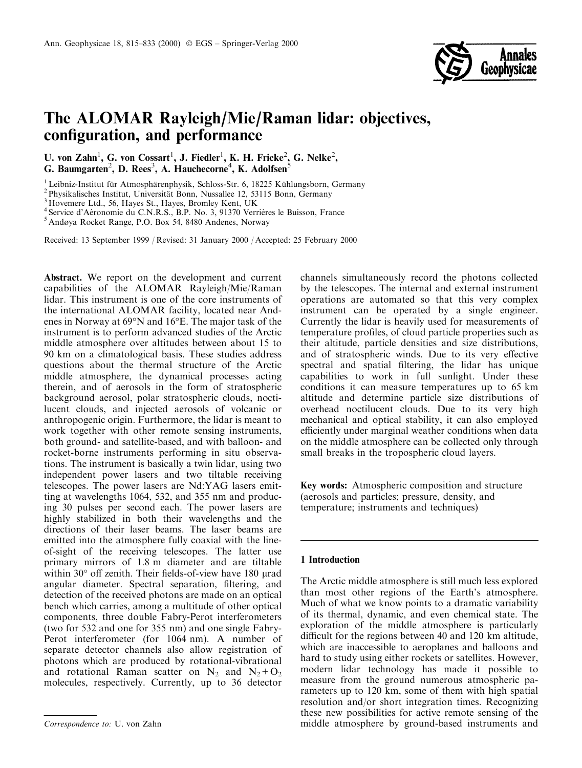# The ALOMAR Rayleigh/Mie/Raman lidar: objectives, configuration, and performance

U. von Zahn[1], G. von Cossart[1], J. Fiedler[1], K. H. Fricke[2], G. Nelke[2], G. Baumgarten[2], D. Rees[3], A. Hauchecorne[4], K. Adolfsen[5]

[1] Leibniz-Institut für Atmosphärenphysik, Schloss-Str. 6, 18225 Kühlungsborn, Germany
[2] Physikalisches Institut, Universität Bonn, Nussallee 12, 53115 Bonn, Germany
[3] Hovemere Ltd., 56, Hayes St., Hayes, Bromley Kent, UK
[4] Service d'Aéronomie du C.N.R.S., B.P. No. 3, 91370 Verrières le Buisson, France
[5] Andøya Rocket Range, P.O. Box 54, 8480 Andenes, Norway

Received: 13 September 1999 / Revised: 31 January 2000 / Accepted: 25 February 2000

**Abstract.** We report on the development and current capabilities of the ALOMAR Rayleigh/Mie/Raman lidar. This instrument is one of the core instruments of the international ALOMAR facility, located near Andenes in Norway at 69°N and 16°E. The major task of the instrument is to perform advanced studies of the Arctic middle atmosphere over altitudes between about 15 to 90 km on a climatological basis. These studies address questions about the thermal structure of the Arctic middle atmosphere, the dynamical processes acting therein, and of aerosols in the form of stratospheric background aerosol, polar stratospheric clouds, noctilucent clouds, and injected aerosols of volcanic or anthropogenic origin. Furthermore, the lidar is meant to work together with other remote sensing instruments, both ground- and satellite-based, and with balloon- and rocket-borne instruments performing in situ observations. The instrument is basically a twin lidar, using two independent power lasers and two tiltable receiving telescopes. The power lasers are Nd:YAG lasers emitting at wavelengths 1064, 532, and 355 nm and producing 30 pulses per second each. The power lasers are highly stabilized in both their wavelengths and the directions of their laser beams. The laser beams are emitted into the atmosphere fully coaxial with the line-of-sight of the receiving telescopes. The latter use primary mirrors of 1.8 m diameter and are tiltable within 30° off zenith. Their fields-of-view have 180 μrad angular diameter. Spectral separation, filtering, and detection of the received photons are made on an optical bench which carries, among a multitude of other optical components, three double Fabry-Perot interferometers (two for 532 and one for 355 nm) and one single Fabry-Perot interferometer (for 1064 nm). A number of separate detector channels also allow registration of photons which are produced by rotational-vibrational and rotational Raman scatter on $N_2$ and $N_2 + O_2$ molecules, respectively. Currently, up to 36 detector channels simultaneously record the photons collected by the telescopes. The internal and external instrument operations are automated so that this very complex instrument can be operated by a single engineer. Currently the lidar is heavily used for measurements of temperature profiles, of cloud particle properties such as their altitude, particle densities and size distributions, and of stratospheric winds. Due to its very effective spectral and spatial filtering, the lidar has unique capabilities to work in full sunlight. Under these conditions it can measure temperatures up to 65 km altitude and determine particle size distributions of overhead noctilucent clouds. Due to its very high mechanical and optical stability, it can also employed efficiently under marginal weather conditions when data on the middle atmosphere can be collected only through small breaks in the tropospheric cloud layers.

**Key words:** Atmospheric composition and structure (aerosols and particles; pressure, density, and temperature; instruments and techniques)

## 1 Introduction

The Arctic middle atmosphere is still much less explored than most other regions of the Earth's atmosphere. Much of what we know points to a dramatic variability of its thermal, dynamic, and even chemical state. The exploration of the middle atmosphere is particularly difficult for the regions between 40 and 120 km altitude, which are inaccessible to aeroplanes and balloons and hard to study using either rockets or satellites. However, modern lidar technology has made it possible to measure from the ground numerous atmospheric parameters up to 120 km, some of them with high spatial resolution and/or short integration times. Recognizing these new possibilities for active remote sensing of the middle atmosphere by ground-based instruments and

*Correspondence to:* U. von Zahn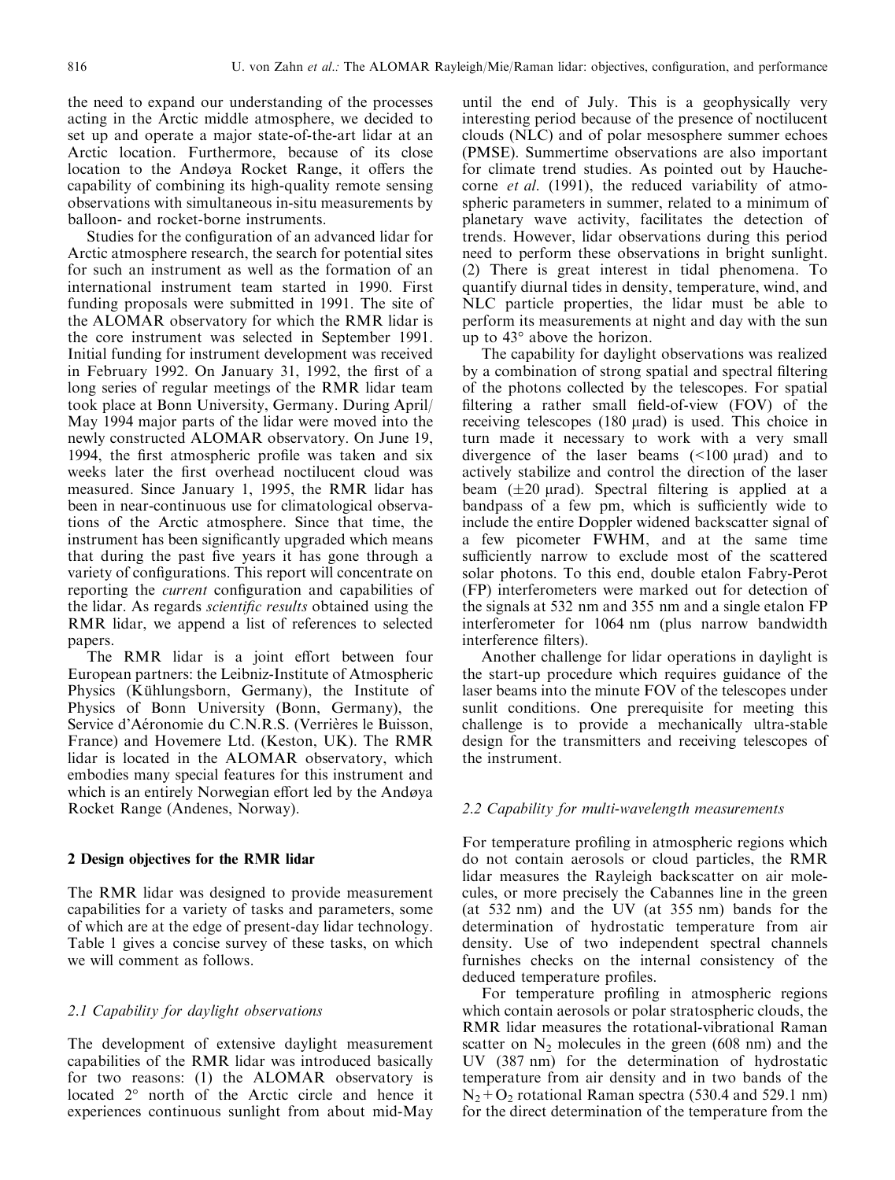the need to expand our understanding of the processes acting in the Arctic middle atmosphere, we decided to set up and operate a major state-of-the-art lidar at an Arctic location. Furthermore, because of its close location to the Andøya Rocket Range, it offers the capability of combining its high-quality remote sensing observations with simultaneous in-situ measurements by balloon- and rocket-borne instruments.

Studies for the configuration of an advanced lidar for Arctic atmosphere research, the search for potential sites for such an instrument as well as the formation of an international instrument team started in 1990. First funding proposals were submitted in 1991. The site of the ALOMAR observatory for which the RMR lidar is the core instrument was selected in September 1991. Initial funding for instrument development was received in February 1992. On January 31, 1992, the first of a long series of regular meetings of the RMR lidar team took place at Bonn University, Germany. During April/May 1994 major parts of the lidar were moved into the newly constructed ALOMAR observatory. On June 19, 1994, the first atmospheric profile was taken and six weeks later the first overhead noctilucent cloud was measured. Since January 1, 1995, the RMR lidar has been in near-continuous use for climatological observations of the Arctic atmosphere. Since that time, the instrument has been significantly upgraded which means that during the past five years it has gone through a variety of configurations. This report will concentrate on reporting the *current* configuration and capabilities of the lidar. As regards *scientific results* obtained using the RMR lidar, we append a list of references to selected papers.

The RMR lidar is a joint effort between four European partners: the Leibniz-Institute of Atmospheric Physics (Kühlungsborn, Germany), the Institute of Physics of Bonn University (Bonn, Germany), the Service d'Aéronomie du C.N.R.S. (Verrières le Buisson, France) and Hovemere Ltd. (Keston, UK). The RMR lidar is located in the ALOMAR observatory, which embodies many special features for this instrument and which is an entirely Norwegian effort led by the Andøya Rocket Range (Andenes, Norway).

## 2 Design objectives for the RMR lidar

The RMR lidar was designed to provide measurement capabilities for a variety of tasks and parameters, some of which are at the edge of present-day lidar technology. Table 1 gives a concise survey of these tasks, on which we will comment as follows.

### 2.1 Capability for daylight observations

The development of extensive daylight measurement capabilities of the RMR lidar was introduced basically for two reasons: (1) the ALOMAR observatory is located 2° north of the Arctic circle and hence it experiences continuous sunlight from about mid-May until the end of July. This is a geophysically very interesting period because of the presence of noctilucent clouds (NLC) and of polar mesosphere summer echoes (PMSE). Summertime observations are also important for climate trend studies. As pointed out by Hauchecorne *et al.* (1991), the reduced variability of atmospheric parameters in summer, related to a minimum of planetary wave activity, facilitates the detection of trends. However, lidar observations during this period need to perform these observations in bright sunlight. (2) There is great interest in tidal phenomena. To quantify diurnal tides in density, temperature, wind, and NLC particle properties, the lidar must be able to perform its measurements at night and day with the sun up to 43° above the horizon.

The capability for daylight observations was realized by a combination of strong spatial and spectral filtering of the photons collected by the telescopes. For spatial filtering a rather small field-of-view (FOV) of the receiving telescopes (180 μrad) is used. This choice in turn made it necessary to work with a very small divergence of the laser beams (<100 μrad) and to actively stabilize and control the direction of the laser beam (±20 μrad). Spectral filtering is applied at a bandpass of a few pm, which is sufficiently wide to include the entire Doppler widened backscatter signal of a few picometer FWHM, and at the same time sufficiently narrow to exclude most of the scattered solar photons. To this end, double etalon Fabry-Perot (FP) interferometers were marked out for detection of the signals at 532 nm and 355 nm and a single etalon FP interferometer for 1064 nm (plus narrow bandwidth interference filters).

Another challenge for lidar operations in daylight is the start-up procedure which requires guidance of the laser beams into the minute FOV of the telescopes under sunlit conditions. One prerequisite for meeting this challenge is to provide a mechanically ultra-stable design for the transmitters and receiving telescopes of the instrument.

### 2.2 Capability for multi-wavelength measurements

For temperature profiling in atmospheric regions which do not contain aerosols or cloud particles, the RMR lidar measures the Rayleigh backscatter on air molecules, or more precisely the Cabannes line in the green (at 532 nm) and the UV (at 355 nm) bands for the determination of hydrostatic temperature from air density. Use of two independent spectral channels furnishes checks on the internal consistency of the deduced temperature profiles.

For temperature profiling in atmospheric regions which contain aerosols or polar stratospheric clouds, the RMR lidar measures the rotational-vibrational Raman scatter on $N_2$ molecules in the green (608 nm) and the UV (387 nm) for the determination of hydrostatic temperature from air density and in two bands of the $N_2 + O_2$ rotational Raman spectra (530.4 and 529.1 nm) for the direct determination of the temperature from the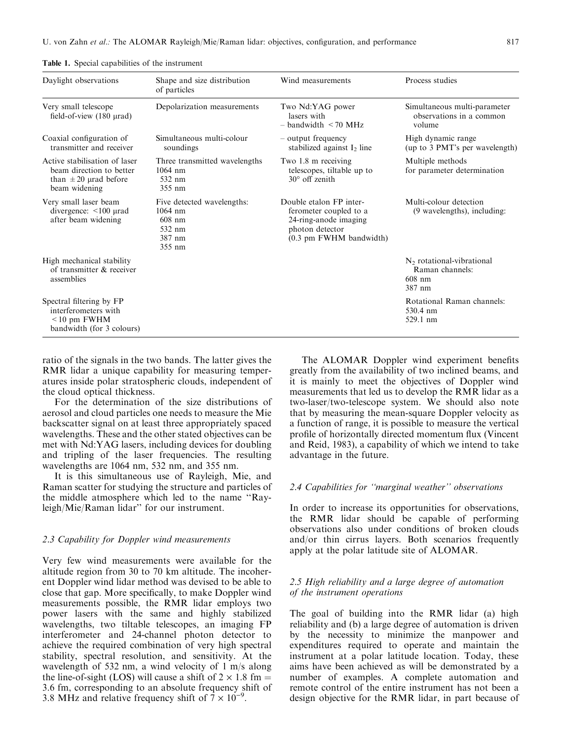**Table 1.** Special capabilities of the instrument

| Daylight observations | Shape and size distribution of particles | Wind measurements | Process studies |
|---|---|---|---|
| Very small telescope field-of-view (180 μrad) | Depolarization measurements | Two Nd:YAG power lasers with – bandwidth < 70 MHz | Simultaneous multi-parameter observations in a common volume |
| Coaxial configuration of transmitter and receiver | Simultaneous multi-colour soundings | – output frequency stabilized against $I_2$ line | High dynamic range (up to 3 PMT's per wavelength) |
| Active stabilisation of laser beam direction to better than ± 20 μrad before beam widening | Three transmitted wavelengths 1064 nm 532 nm 355 nm | Two 1.8 m receiving telescopes, tiltable up to 30° off zenith | Multiple methods for parameter determination |
| Very small laser beam divergence: < 100 μrad after beam widening | Five detected wavelengths: 1064 nm 608 nm 532 nm 387 nm 355 nm | Double etalon FP interferometer coupled to a 24-ring-anode imaging photon detector (0.3 pm FWHM bandwidth) | Multi-colour detection (9 wavelengths), including: |
| High mechanical stability of transmitter & receiver assemblies | | | $N_2$ rotational-vibrational Raman channels: 608 nm 387 nm |
| Spectral filtering by FP interferometers with < 10 pm FWHM bandwidth (for 3 colours) | | | Rotational Raman channels: 530.4 nm 529.1 nm |

ratio of the signals in the two bands. The latter gives the RMR lidar a unique capability for measuring temperatures inside polar stratospheric clouds, independent of the cloud optical thickness.

For the determination of the size distributions of aerosol and cloud particles one needs to measure the Mie backscatter signal on at least three appropriately spaced wavelengths. These and the other stated objectives can be met with Nd:YAG lasers, including devices for doubling and tripling of the laser frequencies. The resulting wavelengths are 1064 nm, 532 nm, and 355 nm.

It is this simultaneous use of Rayleigh, Mie, and Raman scatter for studying the structure and particles of the middle atmosphere which led to the name "Rayleigh/Mie/Raman lidar" for our instrument.

### 2.3 Capability for Doppler wind measurements

Very few wind measurements were available for the altitude region from 30 to 70 km altitude. The incoherent Doppler wind lidar method was devised to be able to close that gap. More specifically, to make Doppler wind measurements possible, the RMR lidar employs two power lasers with the same and highly stabilized wavelengths, two tiltable telescopes, an imaging FP interferometer and 24-channel photon detector to achieve the required combination of very high spectral stability, spectral resolution, and sensitivity. At the wavelength of 532 nm, a wind velocity of 1 m/s along the line-of-sight (LOS) will cause a shift of $2 \times 1.8$ fm $=$ 3.6 fm, corresponding to an absolute frequency shift of 3.8 MHz and relative frequency shift of $7 \times 10^{-9}$.

The ALOMAR Doppler wind experiment benefits greatly from the availability of two inclined beams, and it is mainly to meet the objectives of Doppler wind measurements that led us to develop the RMR lidar as a two-laser/two-telescope system. We should also note that by measuring the mean-square Doppler velocity as a function of range, it is possible to measure the vertical profile of horizontally directed momentum flux (Vincent and Reid, 1983), a capability of which we intend to take advantage in the future.

### 2.4 Capabilities for "marginal weather" observations

In order to increase its opportunities for observations, the RMR lidar should be capable of performing observations also under conditions of broken clouds and/or thin cirrus layers. Both scenarios frequently apply at the polar latitude site of ALOMAR.

### 2.5 High reliability and a large degree of automation of the instrument operations

The goal of building into the RMR lidar (a) high reliability and (b) a large degree of automation is driven by the necessity to minimize the manpower and expenditures required to operate and maintain the instrument at a polar latitude location. Today, these aims have been achieved as will be demonstrated by a number of examples. A complete automation and remote control of the entire instrument has not been a design objective for the RMR lidar, in part because of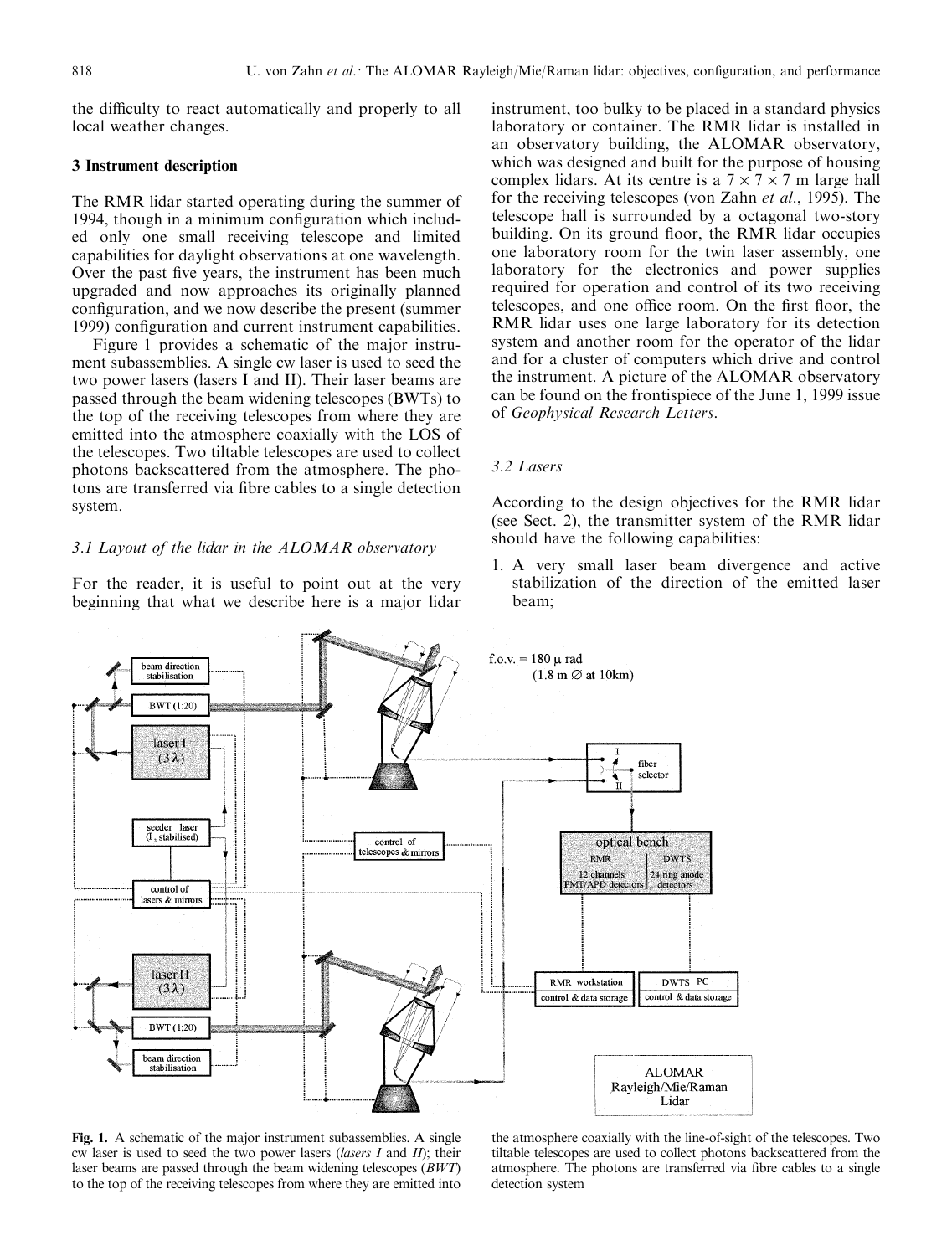the difficulty to react automatically and properly to all local weather changes.

## 3 Instrument description

The RMR lidar started operating during the summer of 1994, though in a minimum configuration which included only one small receiving telescope and limited capabilities for daylight observations at one wavelength. Over the past five years, the instrument has been much upgraded and now approaches its originally planned configuration, and we now describe the present (summer 1999) configuration and current instrument capabilities.

Figure 1 provides a schematic of the major instrument subassemblies. A single cw laser is used to seed the two power lasers (lasers I and II). Their laser beams are passed through the beam widening telescopes (BWTs) to the top of the receiving telescopes from where they are emitted into the atmosphere coaxially with the LOS of the telescopes. Two tiltable telescopes are used to collect photons backscattered from the atmosphere. The photons are transferred via fibre cables to a single detection system.

### *3.1 Layout of the lidar in the ALOMAR observatory*

For the reader, it is useful to point out at the very beginning that what we describe here is a major lidar instrument, too bulky to be placed in a standard physics laboratory or container. The RMR lidar is installed in an observatory building, the ALOMAR observatory, which was designed and built for the purpose of housing complex lidars. At its centre is a $7 \times 7 \times 7$ m large hall for the receiving telescopes (von Zahn *et al*., 1995). The telescope hall is surrounded by a octagonal two-story building. On its ground floor, the RMR lidar occupies one laboratory room for the twin laser assembly, one laboratory for the electronics and power supplies required for operation and control of its two receiving telescopes, and one office room. On the first floor, the RMR lidar uses one large laboratory for its detection system and another room for the operator of the lidar and for a cluster of computers which drive and control the instrument. A picture of the ALOMAR observatory can be found on the frontispiece of the June 1, 1999 issue of *Geophysical Research Letters*.

### *3.2 Lasers*

According to the design objectives for the RMR lidar (see Sect. 2), the transmitter system of the RMR lidar should have the following capabilities:

1. A very small laser beam divergence and active stabilization of the direction of the emitted laser beam;

**Fig. 1.** A schematic of the major instrument subassemblies. A single cw laser is used to seed the two power lasers (*lasers I* and *II*); their laser beams are passed through the beam widening telescopes (*BWT*) to the top of the receiving telescopes from where they are emitted into the atmosphere coaxially with the line-of-sight of the telescopes. Two tiltable telescopes are used to collect photons backscattered from the atmosphere. The photons are transferred via fibre cables to a single detection system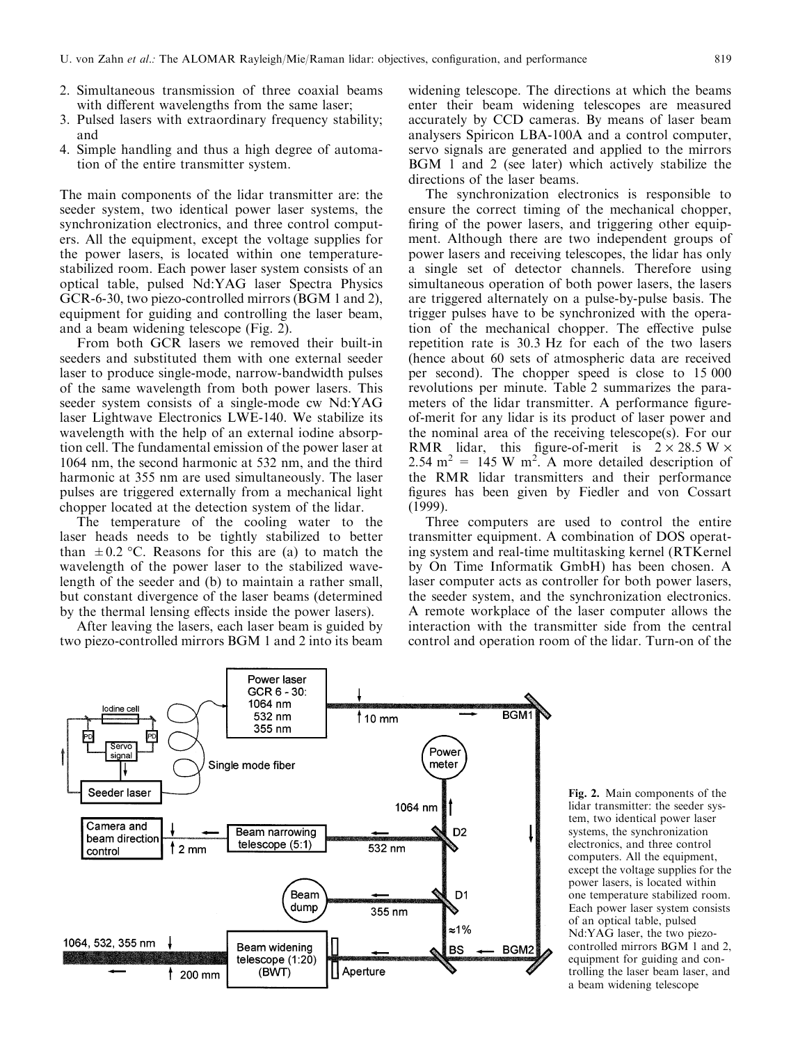2. Simultaneous transmission of three coaxial beams with different wavelengths from the same laser;
3. Pulsed lasers with extraordinary frequency stability; and
4. Simple handling and thus a high degree of automation of the entire transmitter system.

The main components of the lidar transmitter are: the seeder system, two identical power laser systems, the synchronization electronics, and three control computers. All the equipment, except the voltage supplies for the power lasers, is located within one temperature-stabilized room. Each power laser system consists of an optical table, pulsed Nd:YAG laser Spectra Physics GCR-6-30, two piezo-controlled mirrors (BGM 1 and 2), equipment for guiding and controlling the laser beam, and a beam widening telescope (Fig. 2).

From both GCR lasers we removed their built-in seeders and substituted them with one external seeder laser to produce single-mode, narrow-bandwidth pulses of the same wavelength from both power lasers. This seeder system consists of a single-mode cw Nd:YAG laser Lightwave Electronics LWE-140. We stabilize its wavelength with the help of an external iodine absorption cell. The fundamental emission of the power laser at 1064 nm, the second harmonic at 532 nm, and the third harmonic at 355 nm are used simultaneously. The laser pulses are triggered externally from a mechanical light chopper located at the detection system of the lidar.

The temperature of the cooling water to the laser heads needs to be tightly stabilized to better than $\pm 0.2$ °C. Reasons for this are (a) to match the wavelength of the power laser to the stabilized wavelength of the seeder and (b) to maintain a rather small, but constant divergence of the laser beams (determined by the thermal lensing effects inside the power lasers).

After leaving the lasers, each laser beam is guided by two piezo-controlled mirrors BGM 1 and 2 into its beam widening telescope. The directions at which the beams enter their beam widening telescopes are measured accurately by CCD cameras. By means of laser beam analysers Spiricon LBA-100A and a control computer, servo signals are generated and applied to the mirrors BGM 1 and 2 (see later) which actively stabilize the directions of the laser beams.

The synchronization electronics is responsible to ensure the correct timing of the mechanical chopper, firing of the power lasers, and triggering other equipment. Although there are two independent groups of power lasers and receiving telescopes, the lidar has only a single set of detector channels. Therefore using simultaneous operation of both power lasers, the lasers are triggered alternately on a pulse-by-pulse basis. The trigger pulses have to be synchronized with the operation of the mechanical chopper. The effective pulse repetition rate is 30.3 Hz for each of the two lasers (hence about 60 sets of atmospheric data are received per second). The chopper speed is close to 15 000 revolutions per minute. Table 2 summarizes the parameters of the lidar transmitter. A performance figure-of-merit for any lidar is its product of laser power and the nominal area of the receiving telescope(s). For our RMR lidar, this figure-of-merit is $2 \times 28.5$ W $\times$ $2.54$ m$^2$ = 145 W m$^2$. A more detailed description of the RMR lidar transmitters and their performance figures has been given by Fiedler and von Cossart (1999).

Three computers are used to control the entire transmitter equipment. A combination of DOS operating system and real-time multitasking kernel (RTKernel by On Time Informatik GmbH) has been chosen. A laser computer acts as controller for both power lasers, the seeder system, and the synchronization electronics. A remote workplace of the laser computer allows the interaction with the transmitter side from the central control and operation room of the lidar. Turn-on of the

**Fig. 2.** Main components of the lidar transmitter: the seeder system, two identical power laser systems, the synchronization electronics, and three control computers. All the equipment, except the voltage supplies for the power lasers, is located within one temperature stabilized room. Each power laser system consists of an optical table, pulsed Nd:YAG laser, the two piezo-controlled mirrors BGM 1 and 2, equipment for guiding and controlling the laser beam laser, and a beam widening telescope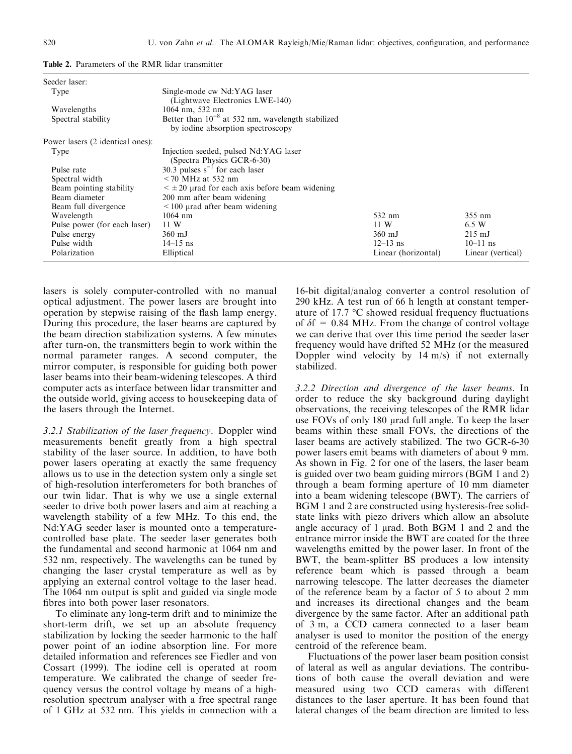**Table 2.** Parameters of the RMR lidar transmitter

| | | | |
|---|---|---|---|
| Seeder laser: | | | |
| Type | Single-mode cw Nd:YAG laser (Lightwave Electronics LWE-140) | | |
| Wavelengths | 1064 nm, 532 nm | | |
| Spectral stability | Better than $10^{-8}$ at 532 nm, wavelength stabilized by iodine absorption spectroscopy | | |
| Power lasers (2 identical ones): | | | |
| Type | Injection seeded, pulsed Nd:YAG laser (Spectra Physics GCR-6-30) | | |
| Pulse rate | 30.3 pulses $s^{-1}$ for each laser | | |
| Spectral width | < 70 MHz at 532 nm | | |
| Beam pointing stability | < ±20 μrad for each axis before beam widening | | |
| Beam diameter | 200 mm after beam widening | | |
| Beam full divergence | < 100 μrad after beam widening | | |
| Wavelength | 1064 nm | 532 nm | 355 nm |
| Pulse power (for each laser) | 11 W | 11 W | 6.5 W |
| Pulse energy | 360 mJ | 360 mJ | 215 mJ |
| Pulse width | 14–15 ns | 12–13 ns | 10–11 ns |
| Polarization | Elliptical | Linear (horizontal) | Linear (vertical) |

lasers is solely computer-controlled with no manual optical adjustment. The power lasers are brought into operation by stepwise raising of the flash lamp energy. During this procedure, the laser beams are captured by the beam direction stabilization systems. A few minutes after turn-on, the transmitters begin to work within the normal parameter ranges. A second computer, the mirror computer, is responsible for guiding both power laser beams into their beam-widening telescopes. A third computer acts as interface between lidar transmitter and the outside world, giving access to housekeeping data of the lasers through the Internet.

*3.2.1 Stabilization of the laser frequency*. Doppler wind measurements benefit greatly from a high spectral stability of the laser source. In addition, to have both power lasers operating at exactly the same frequency allows us to use in the detection system only a single set of high-resolution interferometers for both branches of our twin lidar. That is why we use a single external seeder to drive both power lasers and aim at reaching a wavelength stability of a few MHz. To this end, the Nd:YAG seeder laser is mounted onto a temperature-controlled base plate. The seeder laser generates both the fundamental and second harmonic at 1064 nm and 532 nm, respectively. The wavelengths can be tuned by changing the laser crystal temperature as well as by applying an external control voltage to the laser head. The 1064 nm output is split and guided via single mode fibres into both power laser resonators.

To eliminate any long-term drift and to minimize the short-term drift, we set up an absolute frequency stabilization by locking the seeder harmonic to the half power point of an iodine absorption line. For more detailed information and references see Fiedler and von Cossart (1999). The iodine cell is operated at room temperature. We calibrated the change of seeder frequency versus the control voltage by means of a high-resolution spectrum analyser with a free spectral range of 1 GHz at 532 nm. This yields in connection with a 16-bit digital/analog converter a control resolution of 290 kHz. A test run of 66 h length at constant temperature of 17.7 °C showed residual frequency fluctuations of $\delta f$ = 0.84 MHz. From the change of control voltage we can derive that over this time period the seeder laser frequency would have drifted 52 MHz (or the measured Doppler wind velocity by 14 m/s) if not externally stabilized.

*3.2.2 Direction and divergence of the laser beams*. In order to reduce the sky background during daylight observations, the receiving telescopes of the RMR lidar use FOVs of only 180 μrad full angle. To keep the laser beams within these small FOVs, the directions of the laser beams are actively stabilized. The two GCR-6-30 power lasers emit beams with diameters of about 9 mm. As shown in Fig. 2 for one of the lasers, the laser beam is guided over two beam guiding mirrors (BGM 1 and 2) through a beam forming aperture of 10 mm diameter into a beam widening telescope (BWT). The carriers of BGM 1 and 2 are constructed using hysteresis-free solid-state links with piezo drivers which allow an absolute angle accuracy of 1 μrad. Both BGM 1 and 2 and the entrance mirror inside the BWT are coated for the three wavelengths emitted by the power laser. In front of the BWT, the beam-splitter BS produces a low intensity reference beam which is passed through a beam narrowing telescope. The latter decreases the diameter of the reference beam by a factor of 5 to about 2 mm and increases its directional changes and the beam divergence by the same factor. After an additional path of 3 m, a CCD camera connected to a laser beam analyser is used to monitor the position of the energy centroid of the reference beam.

Fluctuations of the power laser beam position consist of lateral as well as angular deviations. The contributions of both cause the overall deviation and were measured using two CCD cameras with different distances to the laser aperture. It has been found that lateral changes of the beam direction are limited to less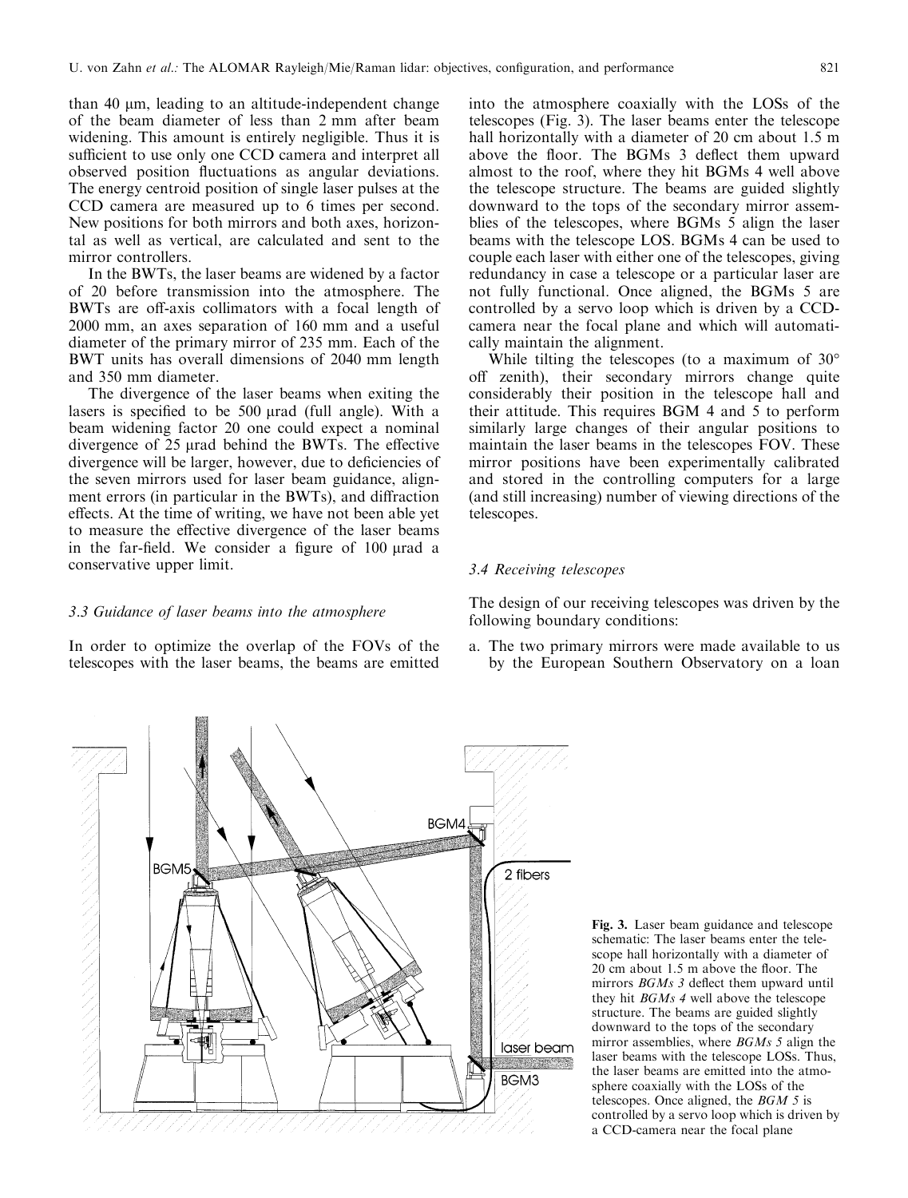than 40 μm, leading to an altitude-independent change of the beam diameter of less than 2 mm after beam widening. This amount is entirely negligible. Thus it is sufficient to use only one CCD camera and interpret all observed position fluctuations as angular deviations. The energy centroid position of single laser pulses at the CCD camera are measured up to 6 times per second. New positions for both mirrors and both axes, horizontal as well as vertical, are calculated and sent to the mirror controllers.

In the BWTs, the laser beams are widened by a factor of 20 before transmission into the atmosphere. The BWTs are off-axis collimators with a focal length of 2000 mm, an axes separation of 160 mm and a useful diameter of the primary mirror of 235 mm. Each of the BWT units has overall dimensions of 2040 mm length and 350 mm diameter.

The divergence of the laser beams when exiting the lasers is specified to be 500 μrad (full angle). With a beam widening factor 20 one could expect a nominal divergence of 25 μrad behind the BWTs. The effective divergence will be larger, however, due to deficiencies of the seven mirrors used for laser beam guidance, alignment errors (in particular in the BWTs), and diffraction effects. At the time of writing, we have not been able yet to measure the effective divergence of the laser beams in the far-field. We consider a figure of 100 μrad a conservative upper limit.

### 3.3 Guidance of laser beams into the atmosphere

In order to optimize the overlap of the FOVs of the telescopes with the laser beams, the beams are emitted into the atmosphere coaxially with the LOSs of the telescopes (Fig. 3). The laser beams enter the telescope hall horizontally with a diameter of 20 cm about 1.5 m above the floor. The BGMs 3 deflect them upward almost to the roof, where they hit BGMs 4 well above the telescope structure. The beams are guided slightly downward to the tops of the secondary mirror assemblies of the telescopes, where BGMs 5 align the laser beams with the telescope LOS. BGMs 4 can be used to couple each laser with either one of the telescopes, giving redundancy in case a telescope or a particular laser are not fully functional. Once aligned, the BGMs 5 are controlled by a servo loop which is driven by a CCD-camera near the focal plane and which will automatically maintain the alignment.

While tilting the telescopes (to a maximum of 30° off zenith), their secondary mirrors change quite considerably their position in the telescope hall and their attitude. This requires BGM 4 and 5 to perform similarly large changes of their angular positions to maintain the laser beams in the telescopes FOV. These mirror positions have been experimentally calibrated and stored in the controlling computers for a large (and still increasing) number of viewing directions of the telescopes.

### 3.4 Receiving telescopes

The design of our receiving telescopes was driven by the following boundary conditions:

a. The two primary mirrors were made available to us by the European Southern Observatory on a loan

**Fig. 3.** Laser beam guidance and telescope schematic: The laser beams enter the telescope hall horizontally with a diameter of 20 cm about 1.5 m above the floor. The mirrors *BGMs 3* deflect them upward until they hit *BGMs 4* well above the telescope structure. The beams are guided slightly downward to the tops of the secondary mirror assemblies, where *BGMs 5* align the laser beams with the telescope LOSs. Thus, the laser beams are emitted into the atmosphere coaxially with the LOSs of the telescopes. Once aligned, the *BGM 5* is controlled by a servo loop which is driven by a CCD-camera near the focal plane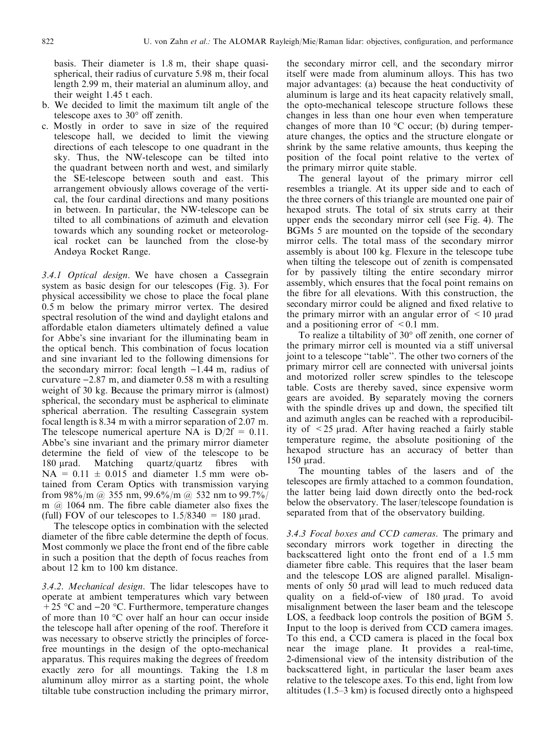basis. Their diameter is 1.8 m, their shape quasi-spherical, their radius of curvature 5.98 m, their focal length 2.99 m, their material an aluminum alloy, and their weight 1.45 t each.

b. We decided to limit the maximum tilt angle of the telescope axes to 30° off zenith.

c. Mostly in order to save in size of the required telescope hall, we decided to limit the viewing directions of each telescope to one quadrant in the sky. Thus, the NW-telescope can be tilted into the quadrant between north and west, and similarly the SE-telescope between south and east. This arrangement obviously allows coverage of the vertical, the four cardinal directions and many positions in between. In particular, the NW-telescope can be tilted to all combinations of azimuth and elevation towards which any sounding rocket or meteorological rocket can be launched from the close-by Andøya Rocket Range.

*3.4.1 Optical design*. We have chosen a Cassegrain system as basic design for our telescopes (Fig. 3). For physical accessibility we chose to place the focal plane 0.5 m below the primary mirror vertex. The desired spectral resolution of the wind and daylight etalons and affordable etalon diameters ultimately defined a value for Abbe's sine invariant for the illuminating beam in the optical bench. This combination of focus location and sine invariant led to the following dimensions for the secondary mirror: focal length −1.44 m, radius of curvature −2.87 m, and diameter 0.58 m with a resulting weight of 30 kg. Because the primary mirror is (almost) spherical, the secondary must be aspherical to eliminate spherical aberration. The resulting Cassegrain system focal length is 8.34 m with a mirror separation of 2.07 m. The telescope numerical aperture NA is $D/2f = 0.11$. Abbe's sine invariant and the primary mirror diameter determine the field of view of the telescope to be 180 µrad. Matching quartz/quartz fibres with $NA = 0.11 \pm 0.015$ and diameter 1.5 mm were obtained from Ceram Optics with transmission varying from 98%/m @ 355 nm, 99.6%/m @ 532 nm to 99.7%/m @ 1064 nm. The fibre cable diameter also fixes the (full) FOV of our telescopes to $1.5/8340 = 180$ µrad.

The telescope optics in combination with the selected diameter of the fibre cable determine the depth of focus. Most commonly we place the front end of the fibre cable in such a position that the depth of focus reaches from about 12 km to 100 km distance.

*3.4.2. Mechanical design*. The lidar telescopes have to operate at ambient temperatures which vary between +25 °C and −20 °C. Furthermore, temperature changes of more than 10 °C over half an hour can occur inside the telescope hall after opening of the roof. Therefore it was necessary to observe strictly the principles of force-free mountings in the design of the opto-mechanical apparatus. This requires making the degrees of freedom exactly zero for all mountings. Taking the 1.8 m aluminum alloy mirror as a starting point, the whole tiltable tube construction including the primary mirror, the secondary mirror cell, and the secondary mirror itself were made from aluminum alloys. This has two major advantages: (a) because the heat conductivity of aluminum is large and its heat capacity relatively small, the opto-mechanical telescope structure follows these changes in less than one hour even when temperature changes of more than 10 °C occur; (b) during temperature changes, the optics and the structure elongate or shrink by the same relative amounts, thus keeping the position of the focal point relative to the vertex of the primary mirror quite stable.

The general layout of the primary mirror cell resembles a triangle. At its upper side and to each of the three corners of this triangle are mounted one pair of hexapod struts. The total of six struts carry at their upper ends the secondary mirror cell (see Fig. 4). The BGMs 5 are mounted on the topside of the secondary mirror cells. The total mass of the secondary mirror assembly is about 100 kg. Flexure in the telescope tube when tilting the telescope out of zenith is compensated for by passively tilting the entire secondary mirror assembly, which ensures that the focal point remains on the fibre for all elevations. With this construction, the secondary mirror could be aligned and fixed relative to the primary mirror with an angular error of $< 10$ µrad and a positioning error of $< 0.1$ mm.

To realize a tiltability of 30° off zenith, one corner of the primary mirror cell is mounted via a stiff universal joint to a telescope "table". The other two corners of the primary mirror cell are connected with universal joints and motorized roller screw spindles to the telescope table. Costs are thereby saved, since expensive worm gears are avoided. By separately moving the corners with the spindle drives up and down, the specified tilt and azimuth angles can be reached with a reproducibility of $< 25$ µrad. After having reached a fairly stable temperature regime, the absolute positioning of the hexapod structure has an accuracy of better than 150 µrad.

The mounting tables of the lasers and of the telescopes are firmly attached to a common foundation, the latter being laid down directly onto the bed-rock below the observatory. The laser/telescope foundation is separated from that of the observatory building.

*3.4.3 Focal boxes and CCD cameras*. The primary and secondary mirrors work together in directing the backscattered light onto the front end of a 1.5 mm diameter fibre cable. This requires that the laser beam and the telescope LOS are aligned parallel. Misalignments of only 50 µrad will lead to much reduced data quality on a field-of-view of 180 µrad. To avoid misalignment between the laser beam and the telescope LOS, a feedback loop controls the position of BGM 5. Input to the loop is derived from CCD camera images. To this end, a CCD camera is placed in the focal box near the image plane. It provides a real-time, 2-dimensional view of the intensity distribution of the backscattered light, in particular the laser beam axes relative to the telescope axes. To this end, light from low altitudes (1.5–3 km) is focused directly onto a highspeed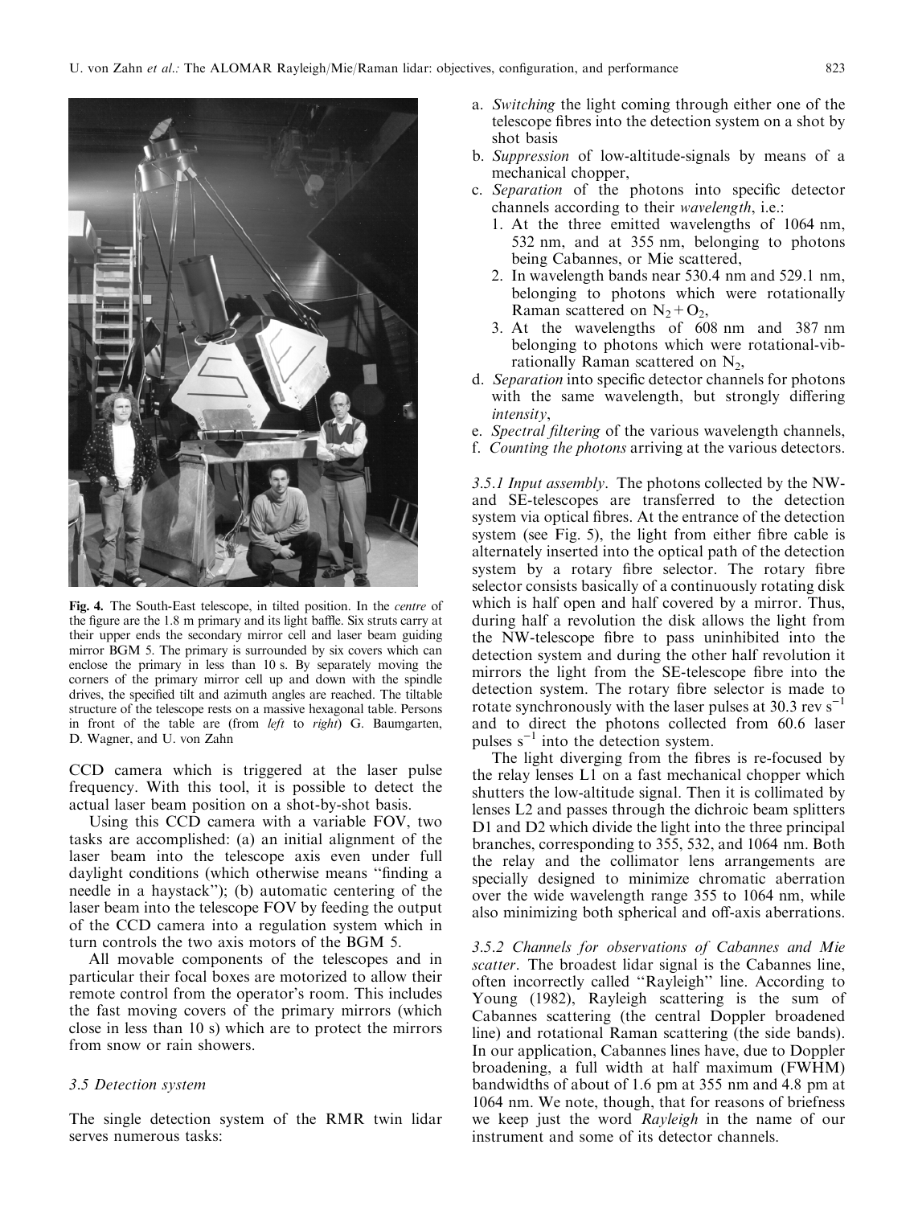Fig. 4. The South-East telescope, in tilted position. In the *centre* of the figure are the 1.8 m primary and its light baffle. Six struts carry at their upper ends the secondary mirror cell and laser beam guiding mirror BGM 5. The primary is surrounded by six covers which can enclose the primary in less than 10 s. By separately moving the corners of the primary mirror cell up and down with the spindle drives, the specified tilt and azimuth angles are reached. The tiltable structure of the telescope rests on a massive hexagonal table. Persons in front of the table are (from *left* to *right*) G. Baumgarten, D. Wagner, and U. von Zahn

CCD camera which is triggered at the laser pulse frequency. With this tool, it is possible to detect the actual laser beam position on a shot-by-shot basis.

Using this CCD camera with a variable FOV, two tasks are accomplished: (a) an initial alignment of the laser beam into the telescope axis even under full daylight conditions (which otherwise means "finding a needle in a haystack"); (b) automatic centering of the laser beam into the telescope FOV by feeding the output of the CCD camera into a regulation system which in turn controls the two axis motors of the BGM 5.

All movable components of the telescopes and in particular their focal boxes are motorized to allow their remote control from the operator's room. This includes the fast moving covers of the primary mirrors (which close in less than 10 s) which are to protect the mirrors from snow or rain showers.

### 3.5 Detection system

The single detection system of the RMR twin lidar serves numerous tasks:

a. *Switching* the light coming through either one of the telescope fibres into the detection system on a shot by shot basis
b. *Suppression* of low-altitude-signals by means of a mechanical chopper,
c. *Separation* of the photons into specific detector channels according to their *wavelength*, i.e.:
   1. At the three emitted wavelengths of 1064 nm, 532 nm, and at 355 nm, belonging to photons being Cabannes, or Mie scattered,
   2. In wavelength bands near 530.4 nm and 529.1 nm, belonging to photons which were rotationally Raman scattered on $N_2 + O_2$,
   3. At the wavelengths of 608 nm and 387 nm belonging to photons which were rotational-vibrationally Raman scattered on $N_2$,
d. *Separation* into specific detector channels for photons with the same wavelength, but strongly differing *intensity*,
e. *Spectral filtering* of the various wavelength channels,
f. *Counting the photons* arriving at the various detectors.

*3.5.1 Input assembly*. The photons collected by the NW- and SE-telescopes are transferred to the detection system via optical fibres. At the entrance of the detection system (see Fig. 5), the light from either fibre cable is alternately inserted into the optical path of the detection system by a rotary fibre selector. The rotary fibre selector consists basically of a continuously rotating disk which is half open and half covered by a mirror. Thus, during half a revolution the disk allows the light from the NW-telescope fibre to pass uninhibited into the detection system and during the other half revolution it mirrors the light from the SE-telescope fibre into the detection system. The rotary fibre selector is made to rotate synchronously with the laser pulses at 30.3 rev $s^{-1}$ and to direct the photons collected from 60.6 laser pulses $s^{-1}$ into the detection system.

The light diverging from the fibres is re-focused by the relay lenses L1 on a fast mechanical chopper which shutters the low-altitude signal. Then it is collimated by lenses L2 and passes through the dichroic beam splitters D1 and D2 which divide the light into the three principal branches, corresponding to 355, 532, and 1064 nm. Both the relay and the collimator lens arrangements are specially designed to minimize chromatic aberration over the wide wavelength range 355 to 1064 nm, while also minimizing both spherical and off-axis aberrations.

*3.5.2 Channels for observations of Cabannes and Mie scatter*. The broadest lidar signal is the Cabannes line, often incorrectly called "Rayleigh" line. According to Young (1982), Rayleigh scattering is the sum of Cabannes scattering (the central Doppler broadened line) and rotational Raman scattering (the side bands). In our application, Cabannes lines have, due to Doppler broadening, a full width at half maximum (FWHM) bandwidths of about of 1.6 pm at 355 nm and 4.8 pm at 1064 nm. We note, though, that for reasons of briefness we keep just the word *Rayleigh* in the name of our instrument and some of its detector channels.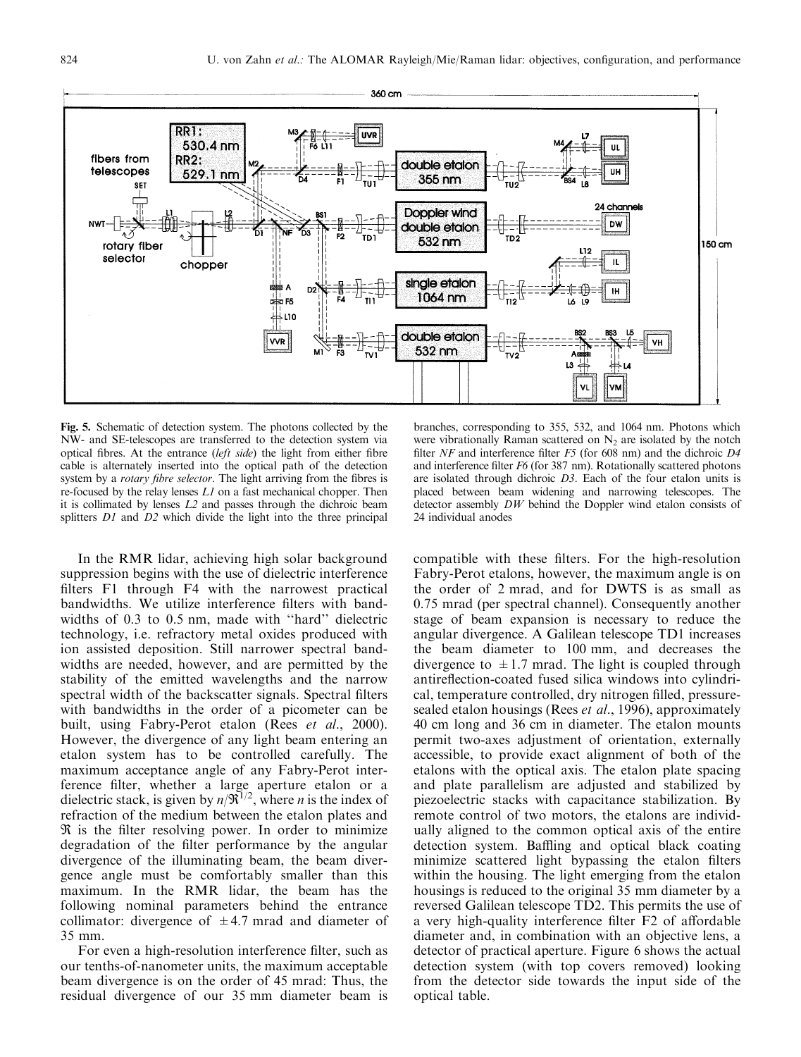**Fig. 5.** Schematic of detection system. The photons collected by the NW- and SE-telescopes are transferred to the detection system via optical fibres. At the entrance (*left side*) the light from either fibre cable is alternately inserted into the optical path of the detection system by a *rotary fibre selector*. The light arriving from the fibres is re-focused by the relay lenses *L1* on a fast mechanical chopper. Then it is collimated by lenses *L2* and passes through the dichroic beam splitters *D1* and *D2* which divide the light into the three principal branches, corresponding to 355, 532, and 1064 nm. Photons which were vibrationally Raman scattered on $N_2$ are isolated by the notch filter *NF* and interference filter *F5* (for 608 nm) and the dichroic *D4* and interference filter *F6* (for 387 nm). Rotationally scattered photons are isolated through dichroic *D3*. Each of the four etalon units is placed between beam widening and narrowing telescopes. The detector assembly *DW* behind the Doppler wind etalon consists of 24 individual anodes

In the RMR lidar, achieving high solar background suppression begins with the use of dielectric interference filters F1 through F4 with the narrowest practical bandwidths. We utilize interference filters with bandwidths of 0.3 to 0.5 nm, made with "hard" dielectric technology, i.e. refractory metal oxides produced with ion assisted deposition. Still narrower spectral bandwidths are needed, however, and are permitted by the stability of the emitted wavelengths and the narrow spectral width of the backscatter signals. Spectral filters with bandwidths in the order of a picometer can be built, using Fabry-Perot etalon (Rees *et al.*, 2000). However, the divergence of any light beam entering an etalon system has to be controlled carefully. The maximum acceptance angle of any Fabry-Perot interference filter, whether a large aperture etalon or a dielectric stack, is given by $n/\mathfrak{R}^{1/2}$, where $n$ is the index of refraction of the medium between the etalon plates and $\mathfrak{R}$ is the filter resolving power. In order to minimize degradation of the filter performance by the angular divergence of the illuminating beam, the beam divergence angle must be comfortably smaller than this maximum. In the RMR lidar, the beam has the following nominal parameters behind the entrance collimator: divergence of $\pm 4.7$ mrad and diameter of 35 mm.

For even a high-resolution interference filter, such as our tenths-of-nanometer units, the maximum acceptable beam divergence is on the order of 45 mrad: Thus, the residual divergence of our 35 mm diameter beam is compatible with these filters. For the high-resolution Fabry-Perot etalons, however, the maximum angle is on the order of 2 mrad, and for DWTS is as small as 0.75 mrad (per spectral channel). Consequently another stage of beam expansion is necessary to reduce the angular divergence. A Galilean telescope TD1 increases the beam diameter to 100 mm, and decreases the divergence to $\pm 1.7$ mrad. The light is coupled through antireflection-coated fused silica windows into cylindrical, temperature controlled, dry nitrogen filled, pressure-sealed etalon housings (Rees *et al.*, 1996), approximately 40 cm long and 36 cm in diameter. The etalon mounts permit two-axes adjustment of orientation, externally accessible, to provide exact alignment of both of the etalons with the optical axis. The etalon plate spacing and plate parallelism are adjusted and stabilized by piezoelectric stacks with capacitance stabilization. By remote control of two motors, the etalons are individually aligned to the common optical axis of the entire detection system. Baffling and optical black coating minimize scattered light bypassing the etalon filters within the housing. The light emerging from the etalon housings is reduced to the original 35 mm diameter by a reversed Galilean telescope TD2. This permits the use of a very high-quality interference filter F2 of affordable diameter and, in combination with an objective lens, a detector of practical aperture. Figure 6 shows the actual detection system (with top covers removed) looking from the detector side towards the input side of the optical table.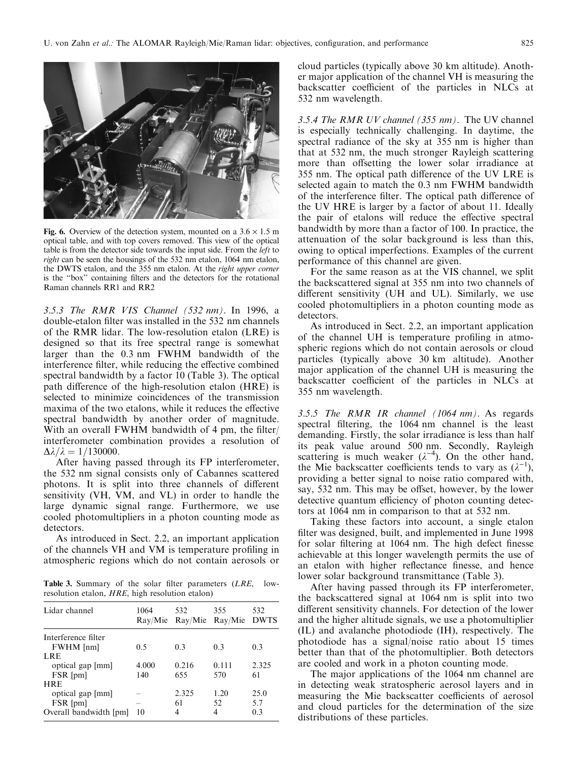Fig. 6. Overview of the detection system, mounted on a 3.6 × 1.5 m optical table, and with top covers removed. This view of the optical table is from the detector side towards the input side. From the *left* to *right* can be seen the housings of the 532 nm etalon, 1064 nm etalon, the DWTS etalon, and the 355 nm etalon. At the *right upper corner* is the "box" containing filters and the detectors for the rotational Raman channels RR1 and RR2

*3.5.3 The RMR VIS Channel (532 nm)*. In 1996, a double-etalon filter was installed in the 532 nm channels of the RMR lidar. The low-resolution etalon (LRE) is designed so that its free spectral range is somewhat larger than the 0.3 nm FWHM bandwidth of the interference filter, while reducing the effective combined spectral bandwidth by a factor 10 (Table 3). The optical path difference of the high-resolution etalon (HRE) is selected to minimize coincidences of the transmission maxima of the two etalons, while it reduces the effective spectral bandwidth by another order of magnitude. With an overall FWHM bandwidth of 4 pm, the filter/interferometer combination provides a resolution of $\Delta\lambda/\lambda = 1/130000$.

After having passed through its FP interferometer, the 532 nm signal consists only of Cabannes scattered photons. It is split into three channels of different sensitivity (VH, VM, and VL) in order to handle the large dynamic signal range. Furthermore, we use cooled photomultipliers in a photon counting mode as detectors.

As introduced in Sect. 2.2, an important application of the channels VH and VM is temperature profiling in atmospheric regions which do not contain aerosols or cloud particles (typically above 30 km altitude). Another major application of the channel VH is measuring the backscatter coefficient of the particles in NLCs at 532 nm wavelength.

Table 3. Summary of the solar filter parameters (*LRE*, low-resolution etalon, *HRE*, high resolution etalon)

| Lidar channel | 1064 Ray/Mie | 532 Ray/Mie | 355 Ray/Mie | 532 DWTS |
|---|---|---|---|---|
| Interference filter | | | | |
| FWHM [nm] | 0.5 | 0.3 | 0.3 | 0.3 |
| LRE | | | | |
| optical gap [mm] | 4.000 | 0.216 | 0.111 | 2.325 |
| FSR [pm] | 140 | 655 | 570 | 61 |
| HRE | | | | |
| optical gap [mm] | – | 2.325 | 1.20 | 25.0 |
| FSR [pm] | – | 61 | 52 | 5.7 |
| Overall bandwidth [pm] | 10 | 4 | 4 | 0.3 |

*3.5.4 The RMR UV channel (355 nm)*. The UV channel is especially technically challenging. In daytime, the spectral radiance of the sky at 355 nm is higher than that at 532 nm, the much stronger Rayleigh scattering more than offsetting the lower solar irradiance at 355 nm. The optical path difference of the UV LRE is selected again to match the 0.3 nm FWHM bandwidth of the interference filter. The optical path difference of the UV HRE is larger by a factor of about 11. Ideally the pair of etalons will reduce the effective spectral bandwidth by more than a factor of 100. In practice, the attenuation of the solar background is less than this, owing to optical imperfections. Examples of the current performance of this channel are given.

For the same reason as at the VIS channel, we split the backscattered signal at 355 nm into two channels of different sensitivity (UH and UL). Similarly, we use cooled photomultipliers in a photon counting mode as detectors.

As introduced in Sect. 2.2, an important application of the channel UH is temperature profiling in atmospheric regions which do not contain aerosols or cloud particles (typically above 30 km altitude). Another major application of the channel UH is measuring the backscatter coefficient of the particles in NLCs at 355 nm wavelength.

*3.5.5 The RMR IR channel (1064 nm)*. As regards spectral filtering, the 1064 nm channel is the least demanding. Firstly, the solar irradiance is less than half its peak value around 500 nm. Secondly, Rayleigh scattering is much weaker ($\lambda^{-4}$). On the other hand, the Mie backscatter coefficients tends to vary as ($\lambda^{-1}$), providing a better signal to noise ratio compared with, say, 532 nm. This may be offset, however, by the lower detective quantum efficiency of photon counting detectors at 1064 nm in comparison to that at 532 nm.

Taking these factors into account, a single etalon filter was designed, built, and implemented in June 1998 for solar filtering at 1064 nm. The high defect finesse achievable at this longer wavelength permits the use of an etalon with higher reflectance finesse, and hence lower solar background transmittance (Table 3).

After having passed through its FP interferometer, the backscattered signal at 1064 nm is split into two different sensitivity channels. For detection of the lower and the higher altitude signals, we use a photomultiplier (IL) and avalanche photodiode (IH), respectively. The photodiode has a signal/noise ratio about 15 times better than that of the photomultiplier. Both detectors are cooled and work in a photon counting mode.

The major applications of the 1064 nm channel are in detecting weak stratospheric aerosol layers and in measuring the Mie backscatter coefficients of aerosol and cloud particles for the determination of the size distributions of these particles.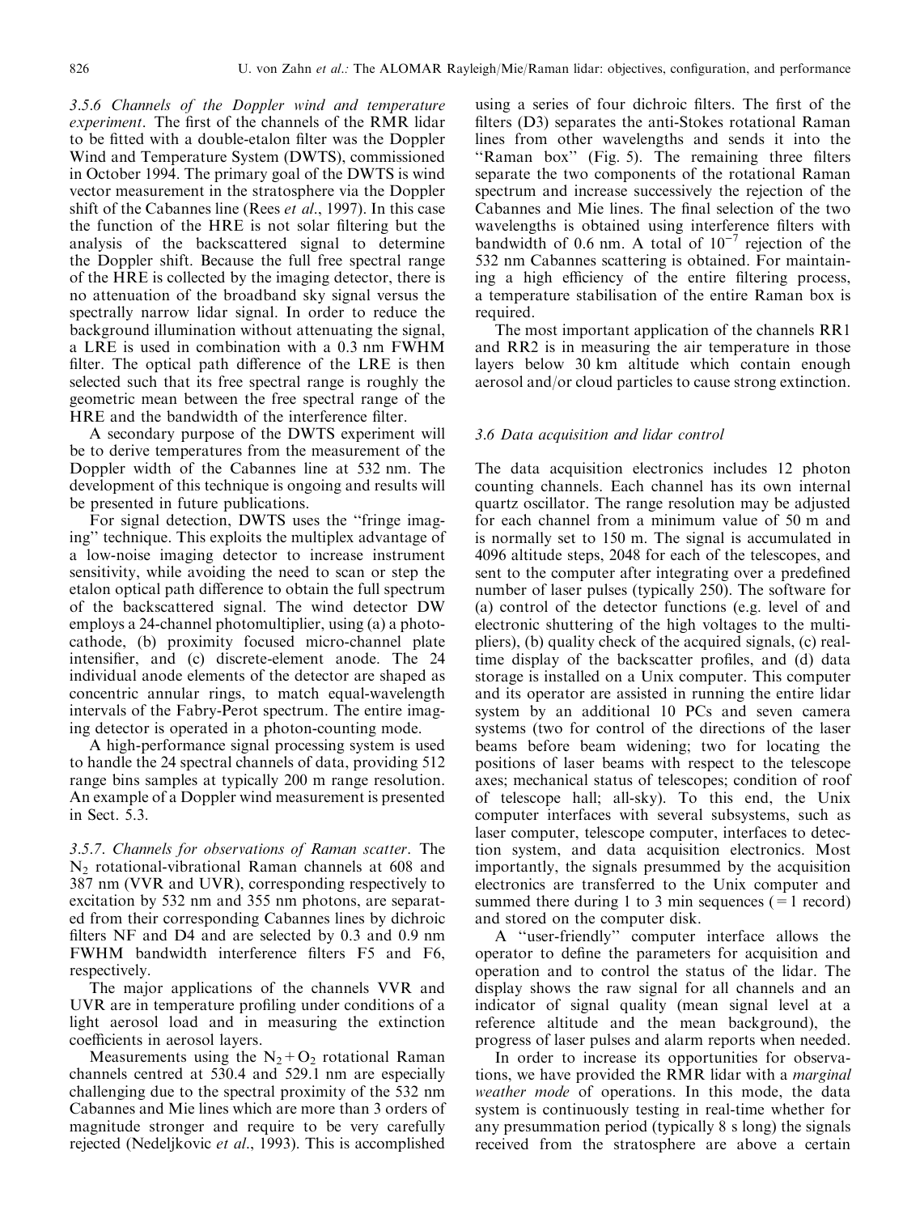*3.5.6 Channels of the Doppler wind and temperature experiment*. The first of the channels of the RMR lidar to be fitted with a double-etalon filter was the Doppler Wind and Temperature System (DWTS), commissioned in October 1994. The primary goal of the DWTS is wind vector measurement in the stratosphere via the Doppler shift of the Cabannes line (Rees *et al*., 1997). In this case the function of the HRE is not solar filtering but the analysis of the backscattered signal to determine the Doppler shift. Because the full free spectral range of the HRE is collected by the imaging detector, there is no attenuation of the broadband sky signal versus the spectrally narrow lidar signal. In order to reduce the background illumination without attenuating the signal, a LRE is used in combination with a 0.3 nm FWHM filter. The optical path difference of the LRE is then selected such that its free spectral range is roughly the geometric mean between the free spectral range of the HRE and the bandwidth of the interference filter.

A secondary purpose of the DWTS experiment will be to derive temperatures from the measurement of the Doppler width of the Cabannes line at 532 nm. The development of this technique is ongoing and results will be presented in future publications.

For signal detection, DWTS uses the "fringe imaging" technique. This exploits the multiplex advantage of a low-noise imaging detector to increase instrument sensitivity, while avoiding the need to scan or step the etalon optical path difference to obtain the full spectrum of the backscattered signal. The wind detector DW employs a 24-channel photomultiplier, using (a) a photocathode, (b) proximity focused micro-channel plate intensifier, and (c) discrete-element anode. The 24 individual anode elements of the detector are shaped as concentric annular rings, to match equal-wavelength intervals of the Fabry-Perot spectrum. The entire imaging detector is operated in a photon-counting mode.

A high-performance signal processing system is used to handle the 24 spectral channels of data, providing 512 range bins samples at typically 200 m range resolution. An example of a Doppler wind measurement is presented in Sect. 5.3.

*3.5.7. Channels for observations of Raman scatter*. The $N_2$ rotational-vibrational Raman channels at 608 and 387 nm (VVR and UVR), corresponding respectively to excitation by 532 nm and 355 nm photons, are separated from their corresponding Cabannes lines by dichroic filters NF and D4 and are selected by 0.3 and 0.9 nm FWHM bandwidth interference filters F5 and F6, respectively.

The major applications of the channels VVR and UVR are in temperature profiling under conditions of a light aerosol load and in measuring the extinction coefficients in aerosol layers.

Measurements using the $N_2 + O_2$ rotational Raman channels centred at 530.4 and 529.1 nm are especially challenging due to the spectral proximity of the 532 nm Cabannes and Mie lines which are more than 3 orders of magnitude stronger and require to be very carefully rejected (Nedeljkovic *et al*., 1993). This is accomplished using a series of four dichroic filters. The first of the filters (D3) separates the anti-Stokes rotational Raman lines from other wavelengths and sends it into the "Raman box" (Fig. 5). The remaining three filters separate the two components of the rotational Raman spectrum and increase successively the rejection of the Cabannes and Mie lines. The final selection of the two wavelengths is obtained using interference filters with bandwidth of 0.6 nm. A total of $10^{-7}$ rejection of the 532 nm Cabannes scattering is obtained. For maintaining a high efficiency of the entire filtering process, a temperature stabilisation of the entire Raman box is required.

The most important application of the channels RR1 and RR2 is in measuring the air temperature in those layers below 30 km altitude which contain enough aerosol and/or cloud particles to cause strong extinction.

### 3.6 Data acquisition and lidar control

The data acquisition electronics includes 12 photon counting channels. Each channel has its own internal quartz oscillator. The range resolution may be adjusted for each channel from a minimum value of 50 m and is normally set to 150 m. The signal is accumulated in 4096 altitude steps, 2048 for each of the telescopes, and sent to the computer after integrating over a predefined number of laser pulses (typically 250). The software for (a) control of the detector functions (e.g. level of and electronic shuttering of the high voltages to the multipliers), (b) quality check of the acquired signals, (c) real-time display of the backscatter profiles, and (d) data storage is installed on a Unix computer. This computer and its operator are assisted in running the entire lidar system by an additional 10 PCs and seven camera systems (two for control of the directions of the laser beams before beam widening; two for locating the positions of laser beams with respect to the telescope axes; mechanical status of telescopes; condition of roof of telescope hall; all-sky). To this end, the Unix computer interfaces with several subsystems, such as laser computer, telescope computer, interfaces to detection system, and data acquisition electronics. Most importantly, the signals presummed by the acquisition electronics are transferred to the Unix computer and summed there during 1 to 3 min sequences (= 1 record) and stored on the computer disk.

A "user-friendly" computer interface allows the operator to define the parameters for acquisition and operation and to control the status of the lidar. The display shows the raw signal for all channels and an indicator of signal quality (mean signal level at a reference altitude and the mean background), the progress of laser pulses and alarm reports when needed.

In order to increase its opportunities for observations, we have provided the RMR lidar with a *marginal weather mode* of operations. In this mode, the data system is continuously testing in real-time whether for any presummation period (typically 8 s long) the signals received from the stratosphere are above a certain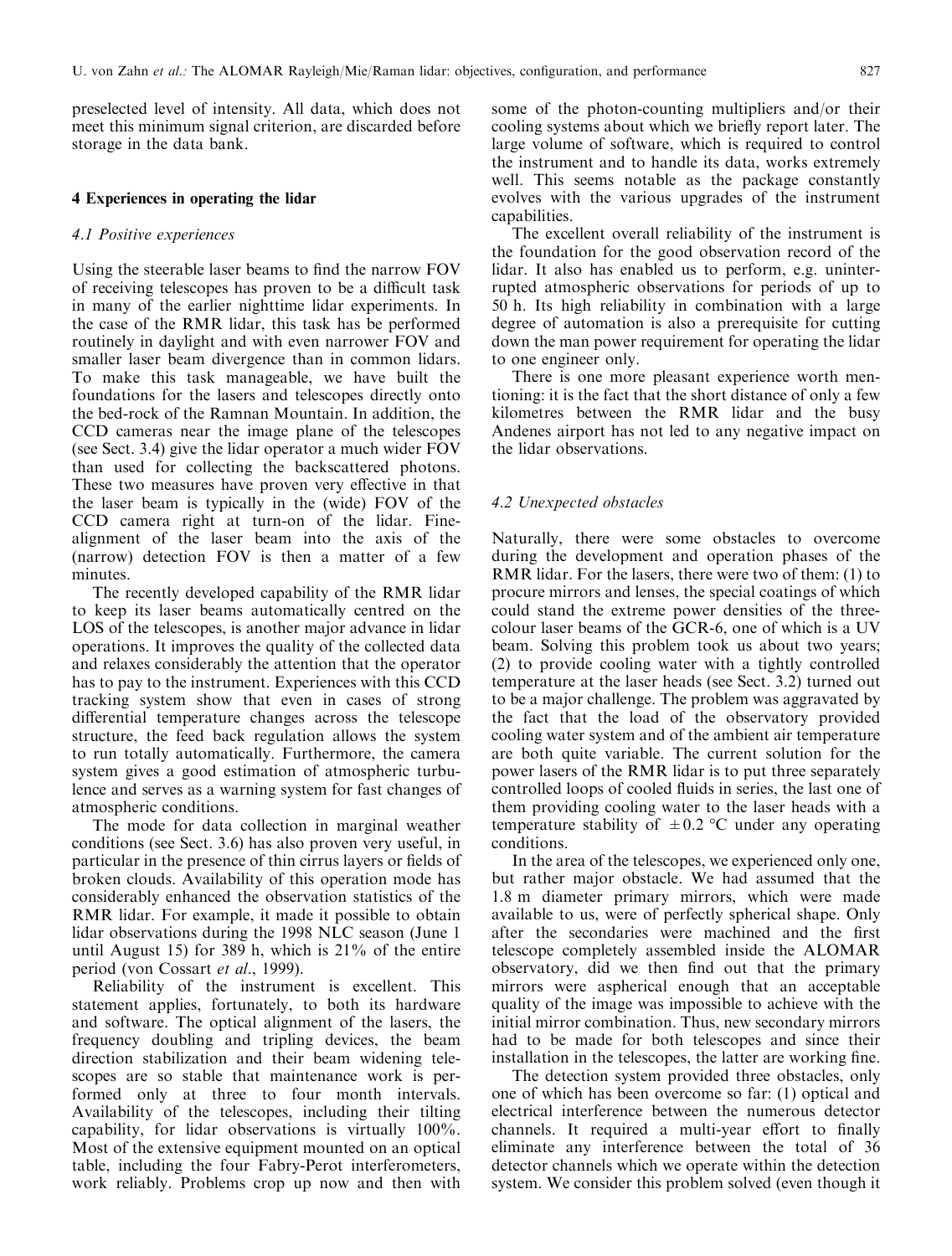preselected level of intensity. All data, which does not meet this minimum signal criterion, are discarded before storage in the data bank.

## 4 Experiences in operating the lidar

### 4.1 Positive experiences

Using the steerable laser beams to find the narrow FOV of receiving telescopes has proven to be a difficult task in many of the earlier nighttime lidar experiments. In the case of the RMR lidar, this task has be performed routinely in daylight and with even narrower FOV and smaller laser beam divergence than in common lidars. To make this task manageable, we have built the foundations for the lasers and telescopes directly onto the bed-rock of the Ramnan Mountain. In addition, the CCD cameras near the image plane of the telescopes (see Sect. 3.4) give the lidar operator a much wider FOV than used for collecting the backscattered photons. These two measures have proven very effective in that the laser beam is typically in the (wide) FOV of the CCD camera right at turn-on of the lidar. Fine-alignment of the laser beam into the axis of the (narrow) detection FOV is then a matter of a few minutes.

The recently developed capability of the RMR lidar to keep its laser beams automatically centred on the LOS of the telescopes, is another major advance in lidar operations. It improves the quality of the collected data and relaxes considerably the attention that the operator has to pay to the instrument. Experiences with this CCD tracking system show that even in cases of strong differential temperature changes across the telescope structure, the feed back regulation allows the system to run totally automatically. Furthermore, the camera system gives a good estimation of atmospheric turbulence and serves as a warning system for fast changes of atmospheric conditions.

The mode for data collection in marginal weather conditions (see Sect. 3.6) has also proven very useful, in particular in the presence of thin cirrus layers or fields of broken clouds. Availability of this operation mode has considerably enhanced the observation statistics of the RMR lidar. For example, it made it possible to obtain lidar observations during the 1998 NLC season (June 1 until August 15) for 389 h, which is 21% of the entire period (von Cossart *et al*., 1999).

Reliability of the instrument is excellent. This statement applies, fortunately, to both its hardware and software. The optical alignment of the lasers, the frequency doubling and tripling devices, the beam direction stabilization and their beam widening telescopes are so stable that maintenance work is performed only at three to four month intervals. Availability of the telescopes, including their tilting capability, for lidar observations is virtually 100%. Most of the extensive equipment mounted on an optical table, including the four Fabry-Perot interferometers, work reliably. Problems crop up now and then with some of the photon-counting multipliers and/or their cooling systems about which we briefly report later. The large volume of software, which is required to control the instrument and to handle its data, works extremely well. This seems notable as the package constantly evolves with the various upgrades of the instrument capabilities.

The excellent overall reliability of the instrument is the foundation for the good observation record of the lidar. It also has enabled us to perform, e.g. uninterrupted atmospheric observations for periods of up to 50 h. Its high reliability in combination with a large degree of automation is also a prerequisite for cutting down the man power requirement for operating the lidar to one engineer only.

There is one more pleasant experience worth mentioning: it is the fact that the short distance of only a few kilometres between the RMR lidar and the busy Andenes airport has not led to any negative impact on the lidar observations.

### 4.2 Unexpected obstacles

Naturally, there were some obstacles to overcome during the development and operation phases of the RMR lidar. For the lasers, there were two of them: (1) to procure mirrors and lenses, the special coatings of which could stand the extreme power densities of the three-colour laser beams of the GCR-6, one of which is a UV beam. Solving this problem took us about two years; (2) to provide cooling water with a tightly controlled temperature at the laser heads (see Sect. 3.2) turned out to be a major challenge. The problem was aggravated by the fact that the load of the observatory provided cooling water system and of the ambient air temperature are both quite variable. The current solution for the power lasers of the RMR lidar is to put three separately controlled loops of cooled fluids in series, the last one of them providing cooling water to the laser heads with a temperature stability of $\pm 0.2$ °C under any operating conditions.

In the area of the telescopes, we experienced only one, but rather major obstacle. We had assumed that the 1.8 m diameter primary mirrors, which were made available to us, were of perfectly spherical shape. Only after the secondaries were machined and the first telescope completely assembled inside the ALOMAR observatory, did we then find out that the primary mirrors were aspherical enough that an acceptable quality of the image was impossible to achieve with the initial mirror combination. Thus, new secondary mirrors had to be made for both telescopes and since their installation in the telescopes, the latter are working fine.

The detection system provided three obstacles, only one of which has been overcome so far: (1) optical and electrical interference between the numerous detector channels. It required a multi-year effort to finally eliminate any interference between the total of 36 detector channels which we operate within the detection system. We consider this problem solved (even though it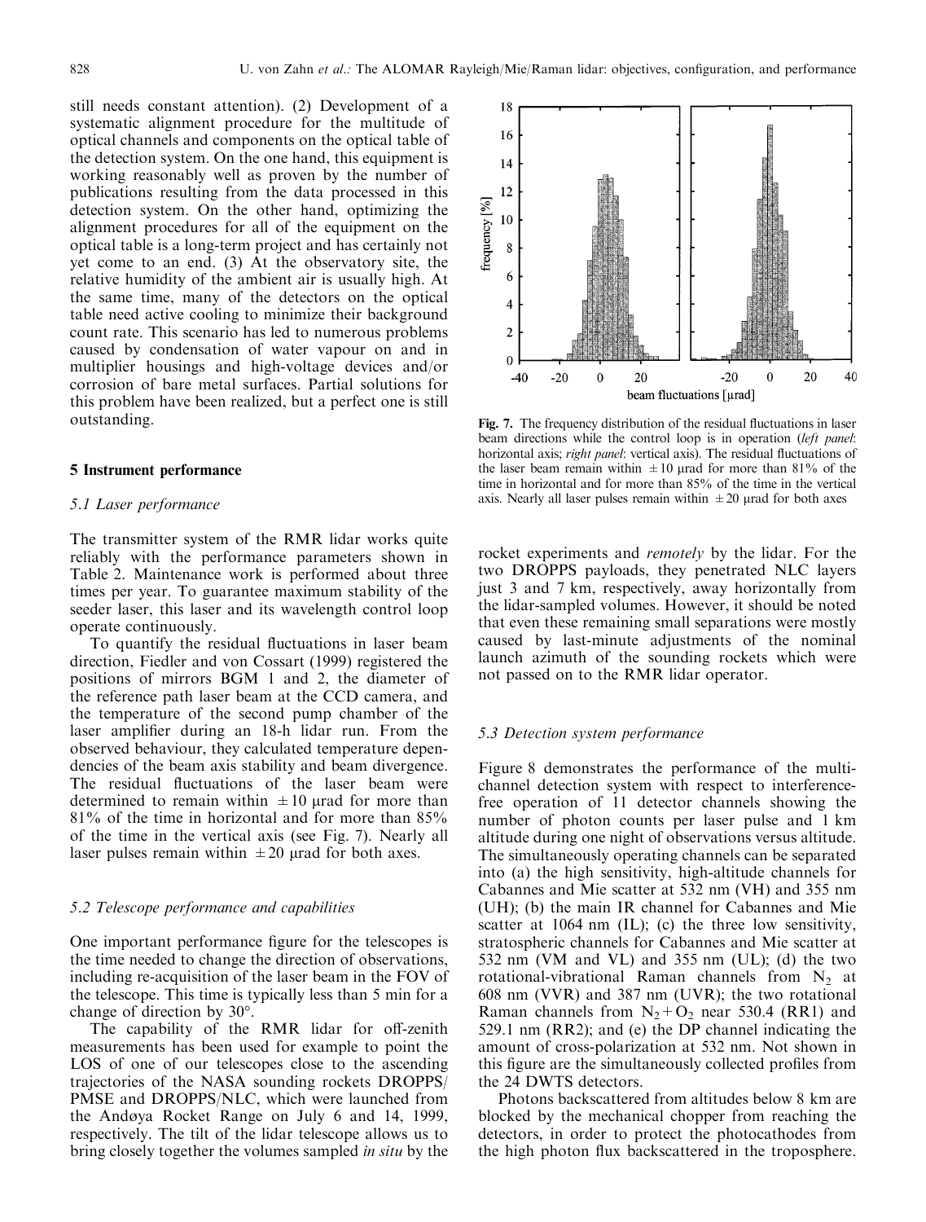still needs constant attention). (2) Development of a systematic alignment procedure for the multitude of optical channels and components on the optical table of the detection system. On the one hand, this equipment is working reasonably well as proven by the number of publications resulting from the data processed in this detection system. On the other hand, optimizing the alignment procedures for all of the equipment on the optical table is a long-term project and has certainly not yet come to an end. (3) At the observatory site, the relative humidity of the ambient air is usually high. At the same time, many of the detectors on the optical table need active cooling to minimize their background count rate. This scenario has led to numerous problems caused by condensation of water vapour on and in multiplier housings and high-voltage devices and/or corrosion of bare metal surfaces. Partial solutions for this problem have been realized, but a perfect one is still outstanding.

## 5 Instrument performance

### 5.1 Laser performance

The transmitter system of the RMR lidar works quite reliably with the performance parameters shown in Table 2. Maintenance work is performed about three times per year. To guarantee maximum stability of the seeder laser, this laser and its wavelength control loop operate continuously.

To quantify the residual fluctuations in laser beam direction, Fiedler and von Cossart (1999) registered the positions of mirrors BGM 1 and 2, the diameter of the reference path laser beam at the CCD camera, and the temperature of the second pump chamber of the laser amplifier during an 18-h lidar run. From the observed behaviour, they calculated temperature dependencies of the beam axis stability and beam divergence. The residual fluctuations of the laser beam were determined to remain within ±10 μrad for more than 81% of the time in horizontal and for more than 85% of the time in the vertical axis (see Fig. 7). Nearly all laser pulses remain within ±20 μrad for both axes.

**Fig. 7.** The frequency distribution of the residual fluctuations in laser beam directions while the control loop is in operation (*left panel*: horizontal axis; *right panel*: vertical axis). The residual fluctuations of the laser beam remain within ±10 μrad for more than 81% of the time in horizontal and for more than 85% of the time in the vertical axis. Nearly all laser pulses remain within ±20 μrad for both axes

### 5.2 Telescope performance and capabilities

One important performance figure for the telescopes is the time needed to change the direction of observations, including re-acquisition of the laser beam in the FOV of the telescope. This time is typically less than 5 min for a change of direction by 30°.

The capability of the RMR lidar for off-zenith measurements has been used for example to point the LOS of one of our telescopes close to the ascending trajectories of the NASA sounding rockets DROPPS/PMSE and DROPPS/NLC, which were launched from the Andøya Rocket Range on July 6 and 14, 1999, respectively. The tilt of the lidar telescope allows us to bring closely together the volumes sampled *in situ* by the rocket experiments and *remotely* by the lidar. For the two DROPPS payloads, they penetrated NLC layers just 3 and 7 km, respectively, away horizontally from the lidar-sampled volumes. However, it should be noted that even these remaining small separations were mostly caused by last-minute adjustments of the nominal launch azimuth of the sounding rockets which were not passed on to the RMR lidar operator.

### 5.3 Detection system performance

Figure 8 demonstrates the performance of the multichannel detection system with respect to interference-free operation of 11 detector channels showing the number of photon counts per laser pulse and 1 km altitude during one night of observations versus altitude. The simultaneously operating channels can be separated into (a) the high sensitivity, high-altitude channels for Cabannes and Mie scatter at 532 nm (VH) and 355 nm (UH); (b) the main IR channel for Cabannes and Mie scatter at 1064 nm (IL); (c) the three low sensitivity, stratospheric channels for Cabannes and Mie scatter at 532 nm (VM and VL) and 355 nm (UL); (d) the two rotational-vibrational Raman channels from $N_2$ at 608 nm (VVR) and 387 nm (UVR); the two rotational Raman channels from $N_2 + O_2$ near 530.4 (RR1) and 529.1 nm (RR2); and (e) the DP channel indicating the amount of cross-polarization at 532 nm. Not shown in this figure are the simultaneously collected profiles from the 24 DWTS detectors.

Photons backscattered from altitudes below 8 km are blocked by the mechanical chopper from reaching the detectors, in order to protect the photocathodes from the high photon flux backscattered in the troposphere.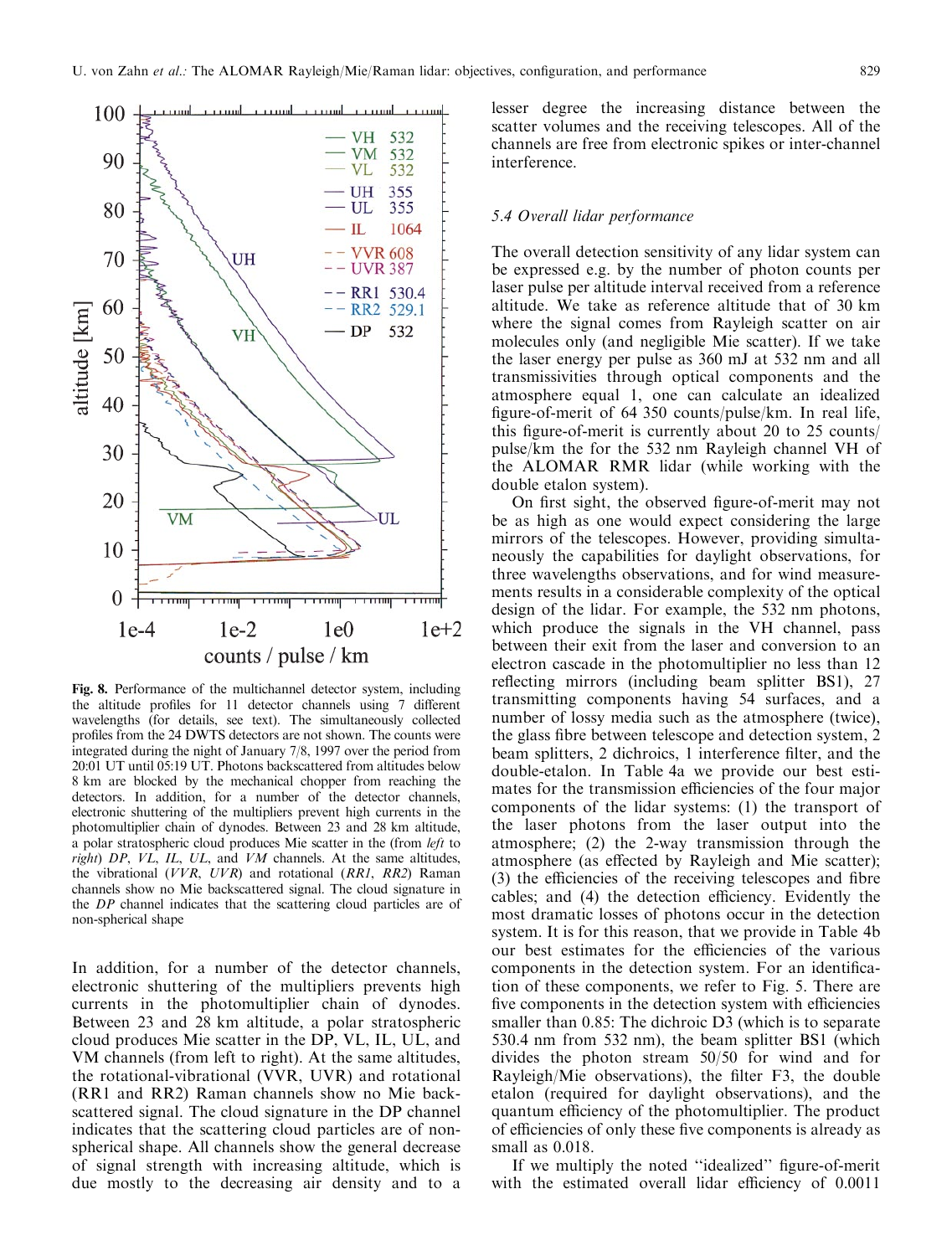Fig. 8. Performance of the multichannel detector system, including the altitude profiles for 11 detector channels using 7 different wavelengths (for details, see text). The simultaneously collected profiles from the 24 DWTS detectors are not shown. The counts were integrated during the night of January 7/8, 1997 over the period from 20:01 UT until 05:19 UT. Photons backscattered from altitudes below 8 km are blocked by the mechanical chopper from reaching the detectors. In addition, for a number of the detector channels, electronic shuttering of the multipliers prevent high currents in the photomultiplier chain of dynodes. Between 23 and 28 km altitude, a polar stratospheric cloud produces Mie scatter in the (from *left* to *right*) *DP*, *VL*, *IL*, *UL*, and *VM* channels. At the same altitudes, the vibrational (*VVR*, *UVR*) and rotational (*RR1*, *RR2*) Raman channels show no Mie backscattered signal. The cloud signature in the *DP* channel indicates that the scattering cloud particles are of non-spherical shape

In addition, for a number of the detector channels, electronic shuttering of the multipliers prevents high currents in the photomultiplier chain of dynodes. Between 23 and 28 km altitude, a polar stratospheric cloud produces Mie scatter in the DP, VL, IL, UL, and VM channels (from left to right). At the same altitudes, the rotational-vibrational (VVR, UVR) and rotational (RR1 and RR2) Raman channels show no Mie backscattered signal. The cloud signature in the DP channel indicates that the scattering cloud particles are of non-spherical shape. All channels show the general decrease of signal strength with increasing altitude, which is due mostly to the decreasing air density and to a lesser degree the increasing distance between the scatter volumes and the receiving telescopes. All of the channels are free from electronic spikes or inter-channel interference.

### 5.4 Overall lidar performance

The overall detection sensitivity of any lidar system can be expressed e.g. by the number of photon counts per laser pulse per altitude interval received from a reference altitude. We take as reference altitude that of 30 km where the signal comes from Rayleigh scatter on air molecules only (and negligible Mie scatter). If we take the laser energy per pulse as 360 mJ at 532 nm and all transmissivities through optical components and the atmosphere equal 1, one can calculate an idealized figure-of-merit of 64 350 counts/pulse/km. In real life, this figure-of-merit is currently about 20 to 25 counts/pulse/km the for the 532 nm Rayleigh channel VH of the ALOMAR RMR lidar (while working with the double etalon system).

On first sight, the observed figure-of-merit may not be as high as one would expect considering the large mirrors of the telescopes. However, providing simultaneously the capabilities for daylight observations, for three wavelengths observations, and for wind measurements results in a considerable complexity of the optical design of the lidar. For example, the 532 nm photons, which produce the signals in the VH channel, pass between their exit from the laser and conversion to an electron cascade in the photomultiplier no less than 12 reflecting mirrors (including beam splitter BS1), 27 transmitting components having 54 surfaces, and a number of lossy media such as the atmosphere (twice), the glass fibre between telescope and detection system, 2 beam splitters, 2 dichroics, 1 interference filter, and the double-etalon. In Table 4a we provide our best estimates for the transmission efficiencies of the four major components of the lidar systems: (1) the transport of the laser photons from the laser output into the atmosphere; (2) the 2-way transmission through the atmosphere (as effected by Rayleigh and Mie scatter); (3) the efficiencies of the receiving telescopes and fibre cables; and (4) the detection efficiency. Evidently the most dramatic losses of photons occur in the detection system. It is for this reason, that we provide in Table 4b our best estimates for the efficiencies of the various components in the detection system. For an identification of these components, we refer to Fig. 5. There are five components in the detection system with efficiencies smaller than 0.85: The dichroic D3 (which is to separate 530.4 nm from 532 nm), the beam splitter BS1 (which divides the photon stream 50/50 for wind and for Rayleigh/Mie observations), the filter F3, the double etalon (required for daylight observations), and the quantum efficiency of the photomultiplier. The product of efficiencies of only these five components is already as small as 0.018.

If we multiply the noted "idealized" figure-of-merit with the estimated overall lidar efficiency of 0.0011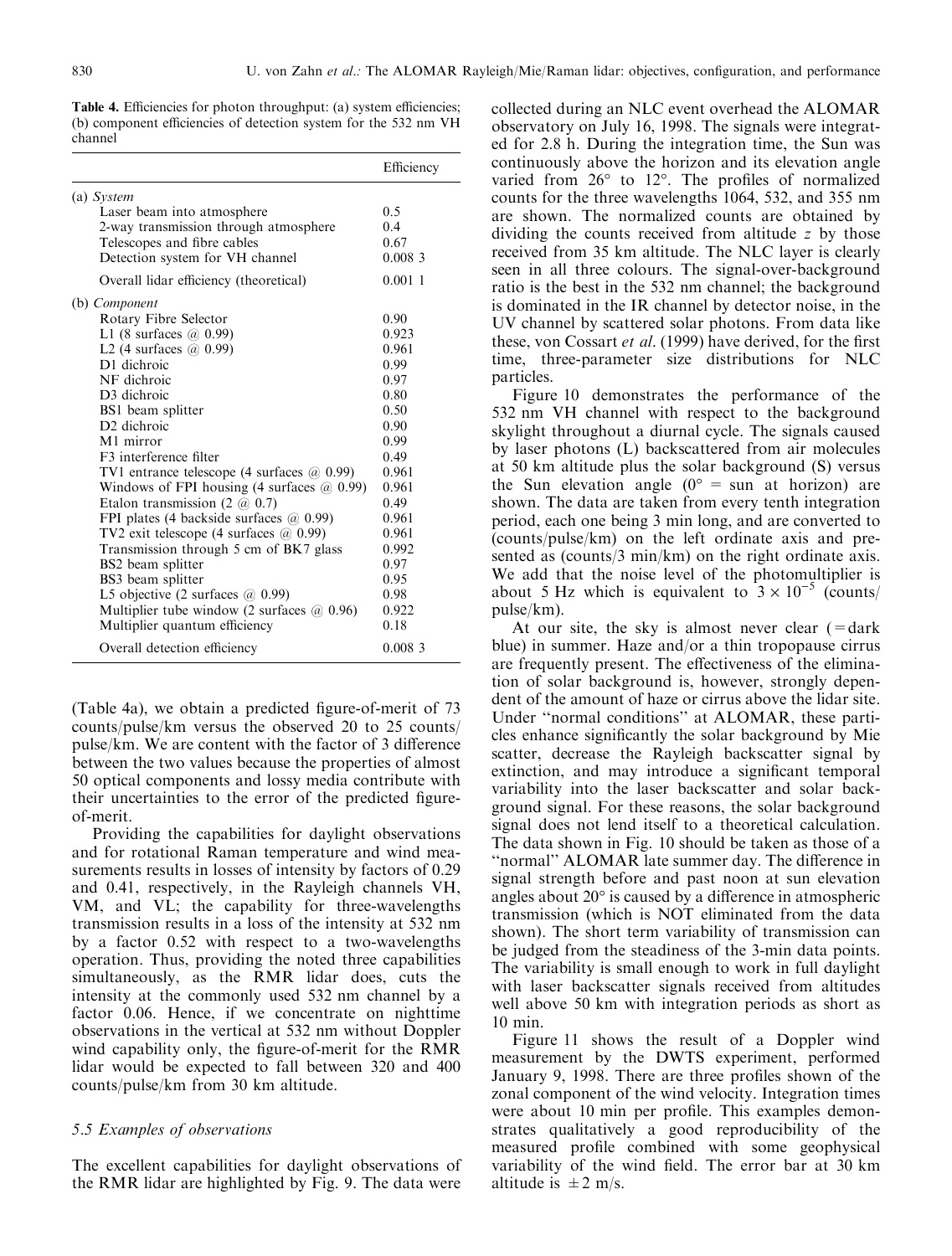**Table 4.** Efficiencies for photon throughput: (a) system efficiencies; (b) component efficiencies of detection system for the 532 nm VH channel

| | Efficiency |
|---|---|
| (a) *System* | |
| Laser beam into atmosphere | 0.5 |
| 2-way transmission through atmosphere | 0.4 |
| Telescopes and fibre cables | 0.67 |
| Detection system for VH channel | 0.008 3 |
| Overall lidar efficiency (theoretical) | 0.001 1 |
| (b) *Component* | |
| Rotary Fibre Selector | 0.90 |
| L1 (8 surfaces @ 0.99) | 0.923 |
| L2 (4 surfaces @ 0.99) | 0.961 |
| D1 dichroic | 0.99 |
| NF dichroic | 0.97 |
| D3 dichroic | 0.80 |
| BS1 beam splitter | 0.50 |
| D2 dichroic | 0.90 |
| M1 mirror | 0.99 |
| F3 interference filter | 0.49 |
| TV1 entrance telescope (4 surfaces @ 0.99) | 0.961 |
| Windows of FPI housing (4 surfaces @ 0.99) | 0.961 |
| Etalon transmission (2 @ 0.7) | 0.49 |
| FPI plates (4 backside surfaces @ 0.99) | 0.961 |
| TV2 exit telescope (4 surfaces @ 0.99) | 0.961 |
| Transmission through 5 cm of BK7 glass | 0.992 |
| BS2 beam splitter | 0.97 |
| BS3 beam splitter | 0.95 |
| L5 objective (2 surfaces @ 0.99) | 0.98 |
| Multiplier tube window (2 surfaces @ 0.96) | 0.922 |
| Multiplier quantum efficiency | 0.18 |
| Overall detection efficiency | 0.008 3 |

(Table 4a), we obtain a predicted figure-of-merit of 73 counts/pulse/km versus the observed 20 to 25 counts/pulse/km. We are content with the factor of 3 difference between the two values because the properties of almost 50 optical components and lossy media contribute with their uncertainties to the error of the predicted figure-of-merit.

Providing the capabilities for daylight observations and for rotational Raman temperature and wind measurements results in losses of intensity by factors of 0.29 and 0.41, respectively, in the Rayleigh channels VH, VM, and VL; the capability for three-wavelengths transmission results in a loss of the intensity at 532 nm by a factor 0.52 with respect to a two-wavelengths operation. Thus, providing the noted three capabilities simultaneously, as the RMR lidar does, cuts the intensity at the commonly used 532 nm channel by a factor 0.06. Hence, if we concentrate on nighttime observations in the vertical at 532 nm without Doppler wind capability only, the figure-of-merit for the RMR lidar would be expected to fall between 320 and 400 counts/pulse/km from 30 km altitude.

### 5.5 Examples of observations

The excellent capabilities for daylight observations of the RMR lidar are highlighted by Fig. 9. The data were collected during an NLC event overhead the ALOMAR observatory on July 16, 1998. The signals were integrated for 2.8 h. During the integration time, the Sun was continuously above the horizon and its elevation angle varied from 26° to 12°. The profiles of normalized counts for the three wavelengths 1064, 532, and 355 nm are shown. The normalized counts are obtained by dividing the counts received from altitude $z$ by those received from 35 km altitude. The NLC layer is clearly seen in all three colours. The signal-over-background ratio is the best in the 532 nm channel; the background is dominated in the IR channel by detector noise, in the UV channel by scattered solar photons. From data like these, von Cossart *et al.* (1999) have derived, for the first time, three-parameter size distributions for NLC particles.

Figure 10 demonstrates the performance of the 532 nm VH channel with respect to the background skylight throughout a diurnal cycle. The signals caused by laser photons (L) backscattered from air molecules at 50 km altitude plus the solar background (S) versus the Sun elevation angle (0° = sun at horizon) are shown. The data are taken from every tenth integration period, each one being 3 min long, and are converted to (counts/pulse/km) on the left ordinate axis and presented as (counts/3 min/km) on the right ordinate axis. We add that the noise level of the photomultiplier is about 5 Hz which is equivalent to $3 \times 10^{-5}$ (counts/pulse/km).

At our site, the sky is almost never clear (= dark blue) in summer. Haze and/or a thin tropopause cirrus are frequently present. The effectiveness of the elimination of solar background is, however, strongly dependent of the amount of haze or cirrus above the lidar site. Under "normal conditions" at ALOMAR, these particles enhance significantly the solar background by Mie scatter, decrease the Rayleigh backscatter signal by extinction, and may introduce a significant temporal variability into the laser backscatter and solar background signal. For these reasons, the solar background signal does not lend itself to a theoretical calculation. The data shown in Fig. 10 should be taken as those of a "normal" ALOMAR late summer day. The difference in signal strength before and past noon at sun elevation angles about 20° is caused by a difference in atmospheric transmission (which is NOT eliminated from the data shown). The short term variability of transmission can be judged from the steadiness of the 3-min data points. The variability is small enough to work in full daylight with laser backscatter signals received from altitudes well above 50 km with integration periods as short as 10 min.

Figure 11 shows the result of a Doppler wind measurement by the DWTS experiment, performed January 9, 1998. There are three profiles shown of the zonal component of the wind velocity. Integration times were about 10 min per profile. This examples demonstrates qualitatively a good reproducibility of the measured profile combined with some geophysical variability of the wind field. The error bar at 30 km altitude is $\pm 2$ m/s.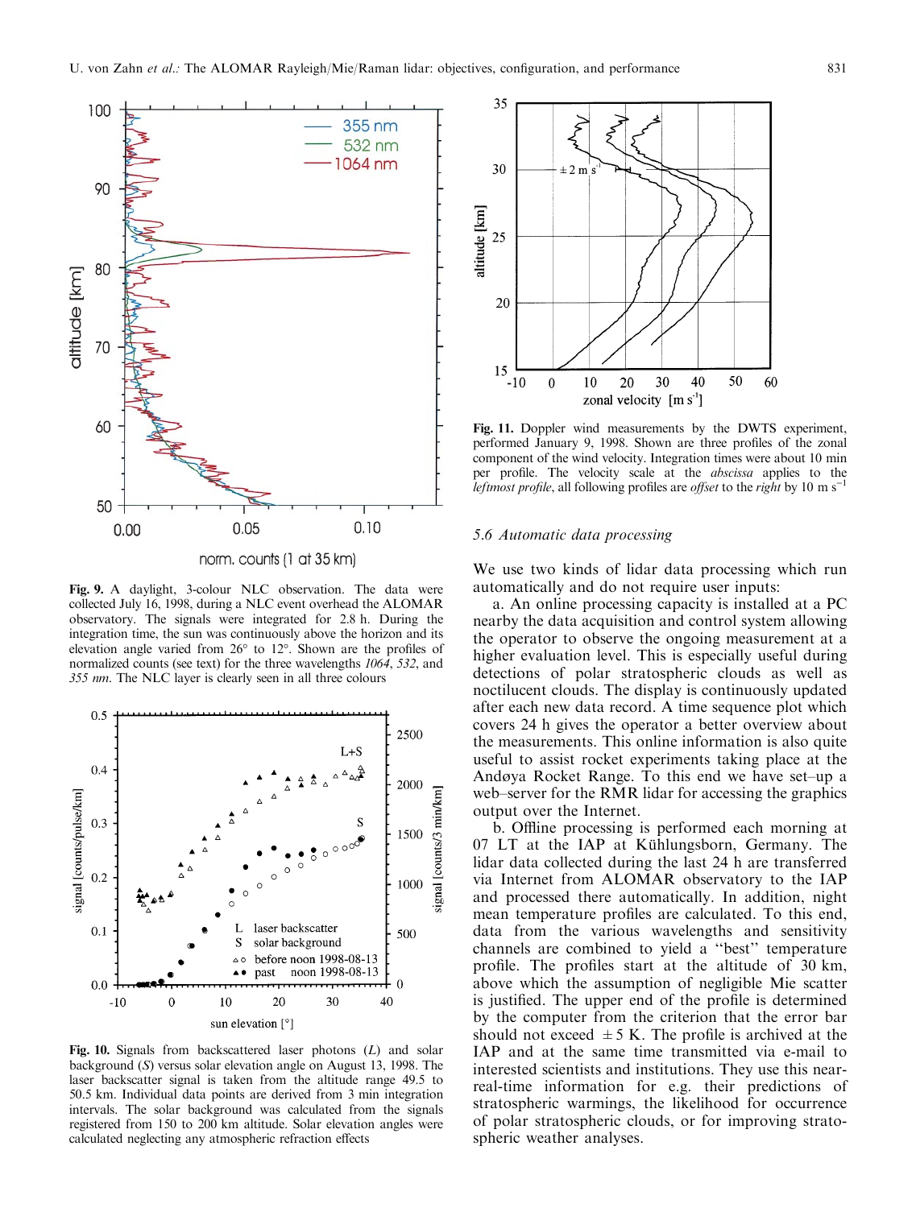Fig. 9. A daylight, 3-colour NLC observation. The data were collected July 16, 1998, during a NLC event overhead the ALOMAR observatory. The signals were integrated for 2.8 h. During the integration time, the sun was continuously above the horizon and its elevation angle varied from 26° to 12°. Shown are the profiles of normalized counts (see text) for the three wavelengths *1064*, *532*, and *355 nm*. The NLC layer is clearly seen in all three colours

Fig. 10. Signals from backscattered laser photons (*L*) and solar background (*S*) versus solar elevation angle on August 13, 1998. The laser backscatter signal is taken from the altitude range 49.5 to 50.5 km. Individual data points are derived from 3 min integration intervals. The solar background was calculated from the signals registered from 150 to 200 km altitude. Solar elevation angles were calculated neglecting any atmospheric refraction effects

Fig. 11. Doppler wind measurements by the DWTS experiment, performed January 9, 1998. Shown are three profiles of the zonal component of the wind velocity. Integration times were about 10 min per profile. The velocity scale at the *abscissa* applies to the *leftmost profile*, all following profiles are *offset* to the *right* by 10 m s$^{-1}$

### 5.6 Automatic data processing

We use two kinds of lidar data processing which run automatically and do not require user inputs:

a. An online processing capacity is installed at a PC nearby the data acquisition and control system allowing the operator to observe the ongoing measurement at a higher evaluation level. This is especially useful during detections of polar stratospheric clouds as well as noctilucent clouds. The display is continuously updated after each new data record. A time sequence plot which covers 24 h gives the operator a better overview about the measurements. This online information is also quite useful to assist rocket experiments taking place at the Andøya Rocket Range. To this end we have set–up a web–server for the RMR lidar for accessing the graphics output over the Internet.

b. Offline processing is performed each morning at 07 LT at the IAP at Kühlungsborn, Germany. The lidar data collected during the last 24 h are transferred via Internet from ALOMAR observatory to the IAP and processed there automatically. In addition, night mean temperature profiles are calculated. To this end, data from the various wavelengths and sensitivity channels are combined to yield a "best" temperature profile. The profiles start at the altitude of 30 km, above which the assumption of negligible Mie scatter is justified. The upper end of the profile is determined by the computer from the criterion that the error bar should not exceed $\pm 5$ K. The profile is archived at the IAP and at the same time transmitted via e-mail to interested scientists and institutions. They use this near-real-time information for e.g. their predictions of stratospheric warmings, the likelihood for occurrence of polar stratospheric clouds, or for improving stratospheric weather analyses.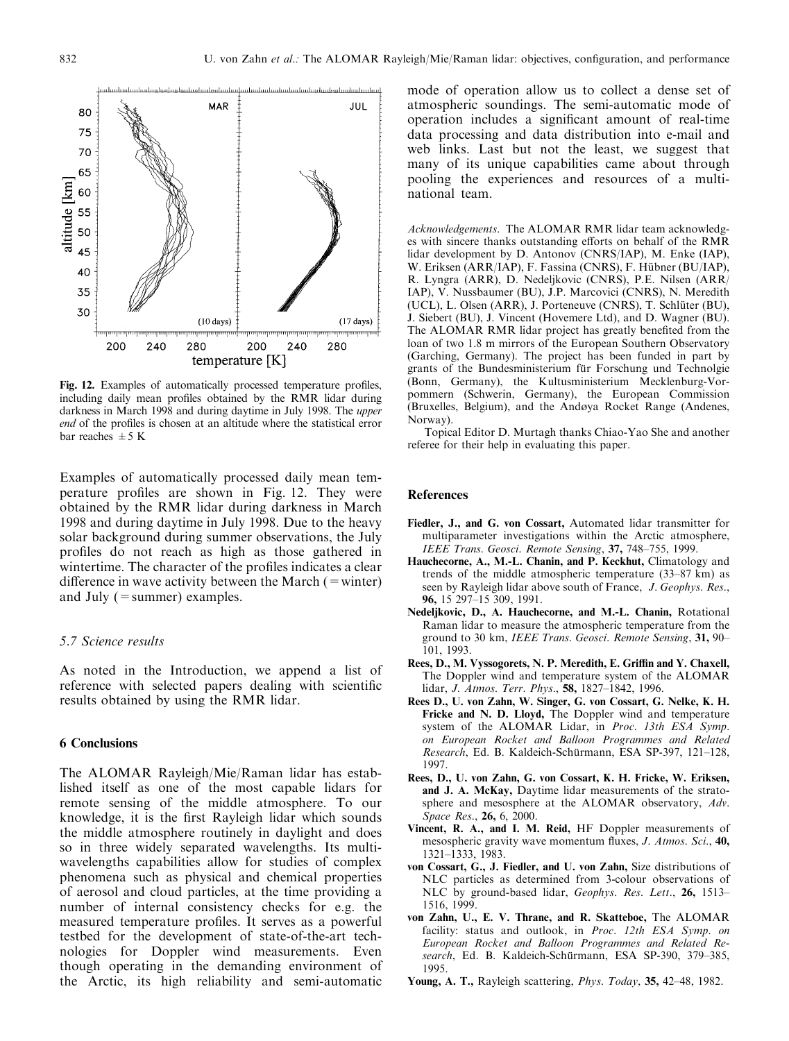**Fig. 12.** Examples of automatically processed temperature profiles, including daily mean profiles obtained by the RMR lidar during darkness in March 1998 and during daytime in July 1998. The *upper end* of the profiles is chosen at an altitude where the statistical error bar reaches ±5 K

Examples of automatically processed daily mean temperature profiles are shown in Fig. 12. They were obtained by the RMR lidar during darkness in March 1998 and during daytime in July 1998. Due to the heavy solar background during summer observations, the July profiles do not reach as high as those gathered in wintertime. The character of the profiles indicates a clear difference in wave activity between the March (=winter) and July (=summer) examples.

### 5.7 Science results

As noted in the Introduction, we append a list of reference with selected papers dealing with scientific results obtained by using the RMR lidar.

## 6 Conclusions

The ALOMAR Rayleigh/Mie/Raman lidar has established itself as one of the most capable lidars for remote sensing of the middle atmosphere. To our knowledge, it is the first Rayleigh lidar which sounds the middle atmosphere routinely in daylight and does so in three widely separated wavelengths. Its multi-wavelengths capabilities allow for studies of complex phenomena such as physical and chemical properties of aerosol and cloud particles, at the time providing a number of internal consistency checks for e.g. the measured temperature profiles. It serves as a powerful testbed for the development of state-of-the-art technologies for Doppler wind measurements. Even though operating in the demanding environment of the Arctic, its high reliability and semi-automatic mode of operation allow us to collect a dense set of atmospheric soundings. The semi-automatic mode of operation includes a significant amount of real-time data processing and data distribution into e-mail and web links. Last but not the least, we suggest that many of its unique capabilities came about through pooling the experiences and resources of a multi-national team.

*Acknowledgements.* The ALOMAR RMR lidar team acknowledges with sincere thanks outstanding efforts on behalf of the RMR lidar development by D. Antonov (CNRS/IAP), M. Enke (IAP), W. Eriksen (ARR/IAP), F. Fassina (CNRS), F. Hübner (BU/IAP), R. Lyngra (ARR), D. Nedeljkovic (CNRS), P.E. Nilsen (ARR/IAP), V. Nussbaumer (BU), J.P. Marcovici (CNRS), N. Meredith (UCL), L. Olsen (ARR), J. Porteneuve (CNRS), T. Schlüter (BU), J. Siebert (BU), J. Vincent (Hovemere Ltd), and D. Wagner (BU). The ALOMAR RMR lidar project has greatly benefited from the loan of two 1.8 m mirrors of the European Southern Observatory (Garching, Germany). The project has been funded in part by grants of the Bundesministerium für Forschung und Technolgie (Bonn, Germany), the Kultusministerium Mecklenburg-Vorpommern (Schwerin, Germany), the European Commission (Bruxelles, Belgium), and the Andøya Rocket Range (Andenes, Norway).

Topical Editor D. Murtagh thanks Chiao-Yao She and another referee for their help in evaluating this paper.

## References

**Fiedler, J., and G. von Cossart,** Automated lidar transmitter for multiparameter investigations within the Arctic atmosphere, *IEEE Trans. Geosci. Remote Sensing*, **37,** 748–755, 1999.

**Hauchecorne, A., M.-L. Chanin, and P. Keckhut,** Climatology and trends of the middle atmospheric temperature (33–87 km) as seen by Rayleigh lidar above south of France, *J. Geophys. Res.*, **96,** 15 297–15 309, 1991.

**Nedeljkovic, D., A. Hauchecorne, and M.-L. Chanin,** Rotational Raman lidar to measure the atmospheric temperature from the ground to 30 km, *IEEE Trans. Geosci. Remote Sensing*, **31,** 90–101, 1993.

**Rees, D., M. Vyssogorets, N. P. Meredith, E. Griffin and Y. Chaxell,** The Doppler wind and temperature system of the ALOMAR lidar, *J. Atmos. Terr. Phys.*, **58,** 1827–1842, 1996.

**Rees D., U. von Zahn, W. Singer, G. von Cossart, G. Nelke, K. H. Fricke and N. D. Lloyd,** The Doppler wind and temperature system of the ALOMAR Lidar, in *Proc. 13th ESA Symp. on European Rocket and Balloon Programmes and Related Research*, Ed. B. Kaldeich-Schürmann, ESA SP-397, 121–128, 1997.

**Rees, D., U. von Zahn, G. von Cossart, K. H. Fricke, W. Eriksen, and J. A. McKay,** Daytime lidar measurements of the stratosphere and mesosphere at the ALOMAR observatory, *Adv. Space Res.*, **26,** 6, 2000.

**Vincent, R. A., and I. M. Reid,** HF Doppler measurements of mesospheric gravity wave momentum fluxes, *J. Atmos. Sci.*, **40,** 1321–1333, 1983.

**von Cossart, G., J. Fiedler, and U. von Zahn,** Size distributions of NLC particles as determined from 3-colour observations of NLC by ground-based lidar, *Geophys. Res. Lett.*, **26,** 1513–1516, 1999.

**von Zahn, U., E. V. Thrane, and R. Skatteboe,** The ALOMAR facility: status and outlook, in *Proc. 12th ESA Symp. on European Rocket and Balloon Programmes and Related Research*, Ed. B. Kaldeich-Schürmann, ESA SP-390, 379–385, 1995.

**Young, A. T.,** Rayleigh scattering, *Phys. Today*, **35,** 42–48, 1982.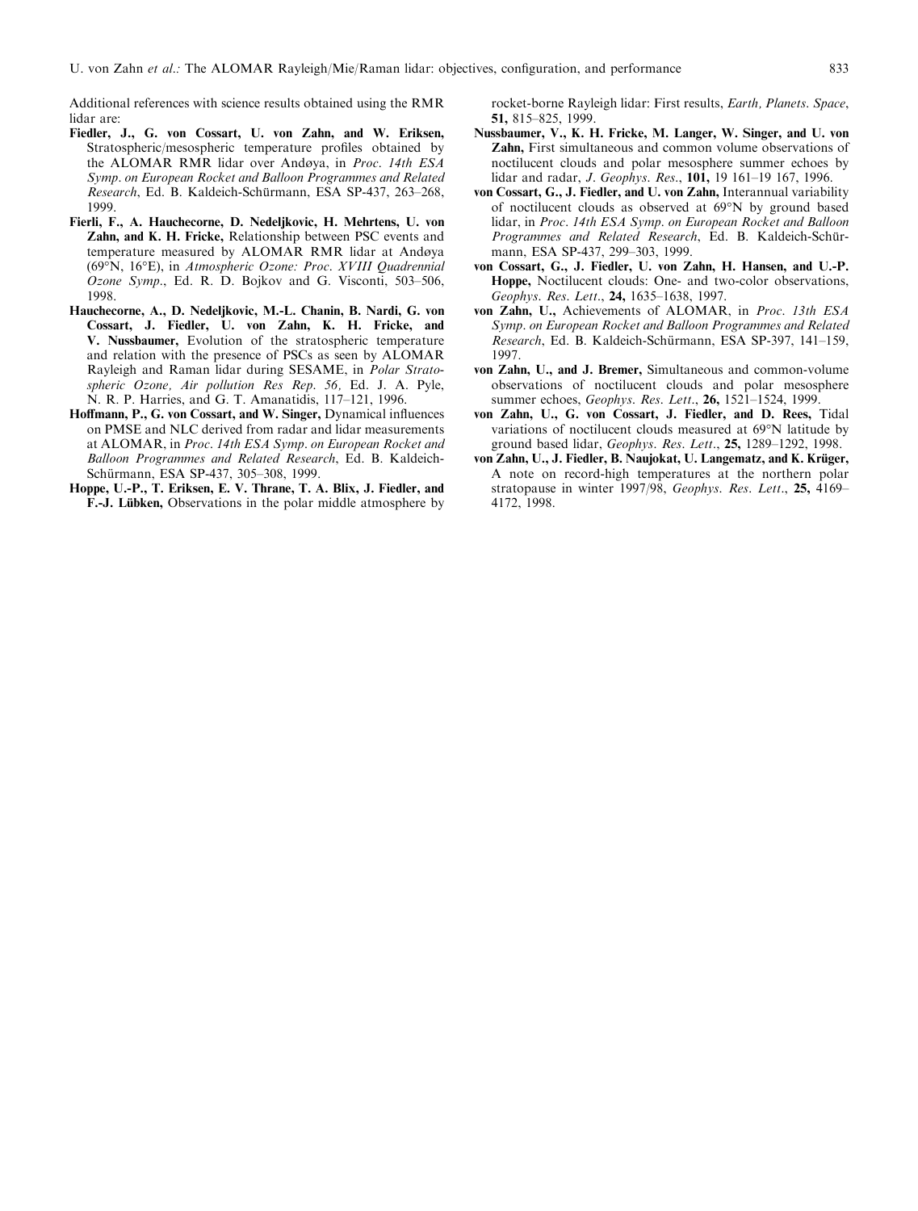Additional references with science results obtained using the RMR lidar are:

**Fiedler, J., G. von Cossart, U. von Zahn, and W. Eriksen,** Stratospheric/mesospheric temperature profiles obtained by the ALOMAR RMR lidar over Andøya, in *Proc. 14th ESA Symp. on European Rocket and Balloon Programmes and Related Research*, Ed. B. Kaldeich-Schürmann, ESA SP-437, 263–268, 1999.

**Fierli, F., A. Hauchecorne, D. Nedeljkovic, H. Mehrtens, U. von Zahn, and K. H. Fricke,** Relationship between PSC events and temperature measured by ALOMAR RMR lidar at Andøya (69°N, 16°E), in *Atmospheric Ozone: Proc. XVIII Quadrennial Ozone Symp.*, Ed. R. D. Bojkov and G. Visconti, 503–506, 1998.

**Hauchecorne, A., D. Nedeljkovic, M.-L. Chanin, B. Nardi, G. von Cossart, J. Fiedler, U. von Zahn, K. H. Fricke, and V. Nussbaumer,** Evolution of the stratospheric temperature and relation with the presence of PSCs as seen by ALOMAR Rayleigh and Raman lidar during SESAME, in *Polar Stratospheric Ozone, Air pollution Res Rep. 56,* Ed. J. A. Pyle, N. R. P. Harries, and G. T. Amanatidis, 117–121, 1996.

**Hoffmann, P., G. von Cossart, and W. Singer,** Dynamical influences on PMSE and NLC derived from radar and lidar measurements at ALOMAR, in *Proc. 14th ESA Symp. on European Rocket and Balloon Programmes and Related Research*, Ed. B. Kaldeich-Schürmann, ESA SP-437, 305–308, 1999.

**Hoppe, U.-P., T. Eriksen, E. V. Thrane, T. A. Blix, J. Fiedler, and F.-J. Lübken,** Observations in the polar middle atmosphere by rocket-borne Rayleigh lidar: First results, *Earth, Planets. Space*, **51,** 815–825, 1999.

**Nussbaumer, V., K. H. Fricke, M. Langer, W. Singer, and U. von Zahn,** First simultaneous and common volume observations of noctilucent clouds and polar mesosphere summer echoes by lidar and radar, *J. Geophys. Res.*, **101,** 19 161–19 167, 1996.

**von Cossart, G., J. Fiedler, and U. von Zahn,** Interannual variability of noctilucent clouds as observed at 69°N by ground based lidar, in *Proc. 14th ESA Symp. on European Rocket and Balloon Programmes and Related Research*, Ed. B. Kaldeich-Schürmann, ESA SP-437, 299–303, 1999.

**von Cossart, G., J. Fiedler, U. von Zahn, H. Hansen, and U.-P. Hoppe,** Noctilucent clouds: One- and two-color observations, *Geophys. Res. Lett.*, **24,** 1635–1638, 1997.

**von Zahn, U.,** Achievements of ALOMAR, in *Proc. 13th ESA Symp. on European Rocket and Balloon Programmes and Related Research*, Ed. B. Kaldeich-Schürmann, ESA SP-397, 141–159, 1997.

**von Zahn, U., and J. Bremer,** Simultaneous and common-volume observations of noctilucent clouds and polar mesosphere summer echoes, *Geophys. Res. Lett.*, **26,** 1521–1524, 1999.

**von Zahn, U., G. von Cossart, J. Fiedler, and D. Rees,** Tidal variations of noctilucent clouds measured at 69°N latitude by ground based lidar, *Geophys. Res. Lett.*, **25,** 1289–1292, 1998.

**von Zahn, U., J. Fiedler, B. Naujokat, U. Langematz, and K. Krüger,** A note on record-high temperatures at the northern polar stratopause in winter 1997/98, *Geophys. Res. Lett.*, **25,** 4169–4172, 1998.